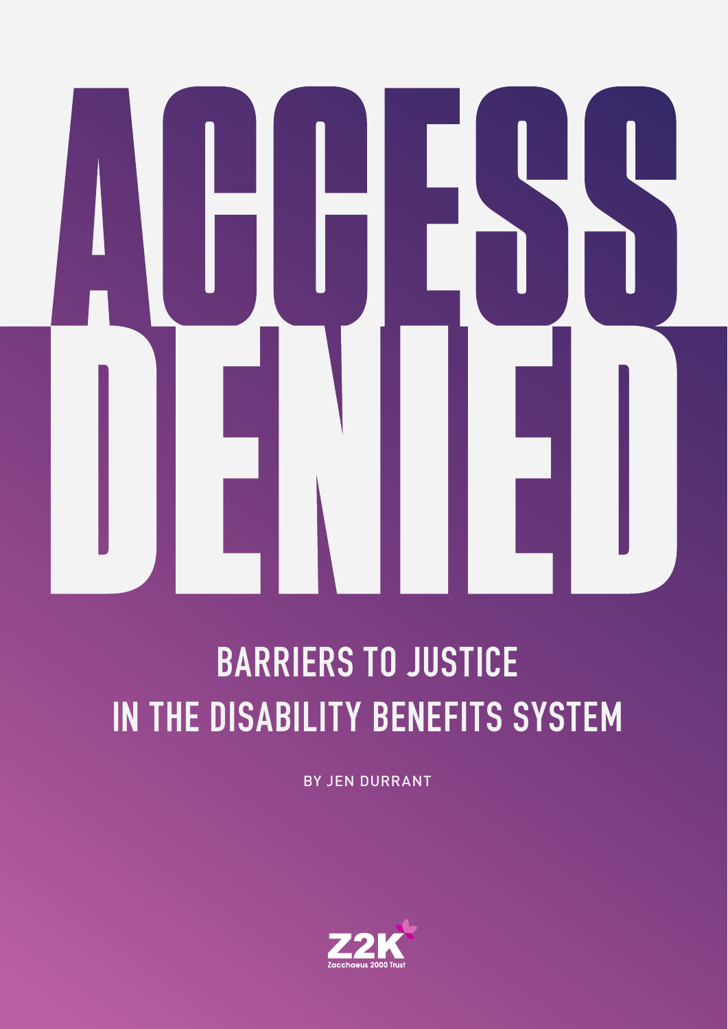# ACCESS DENIED

## BARRIERS TO JUSTICE IN THE DISABILITY BENEFITS SYSTEM

BY JEN DURRANT

Z2K

Zacchaeus 2000 Trust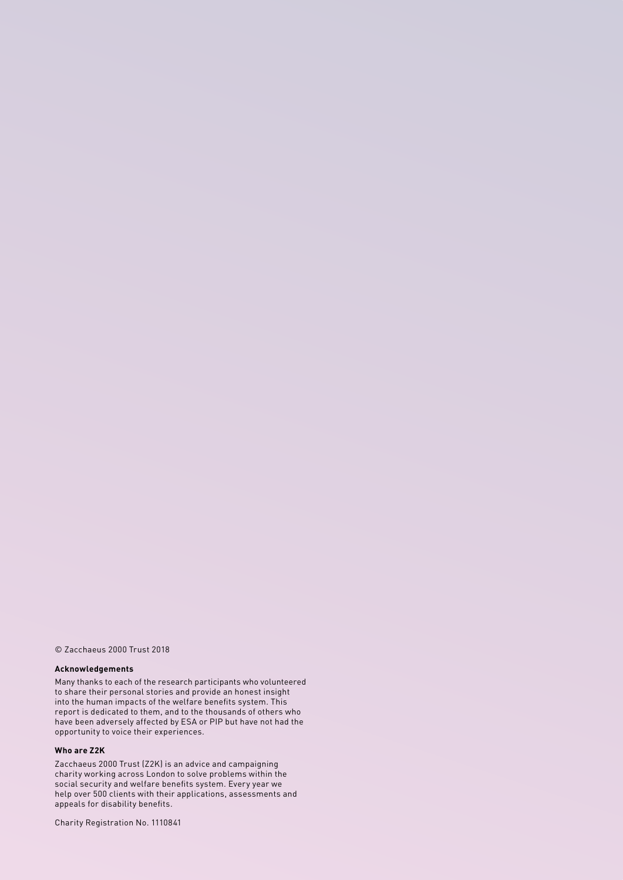© Zacchaeus 2000 Trust 2018

**Acknowledgements**

Many thanks to each of the research participants who volunteered to share their personal stories and provide an honest insight into the human impacts of the welfare benefits system. This report is dedicated to them, and to the thousands of others who have been adversely affected by ESA or PIP but have not had the opportunity to voice their experiences.

**Who are Z2K**

Zacchaeus 2000 Trust (Z2K) is an advice and campaigning charity working across London to solve problems within the social security and welfare benefits system. Every year we help over 500 clients with their applications, assessments and appeals for disability benefits.

Charity Registration No. 1110841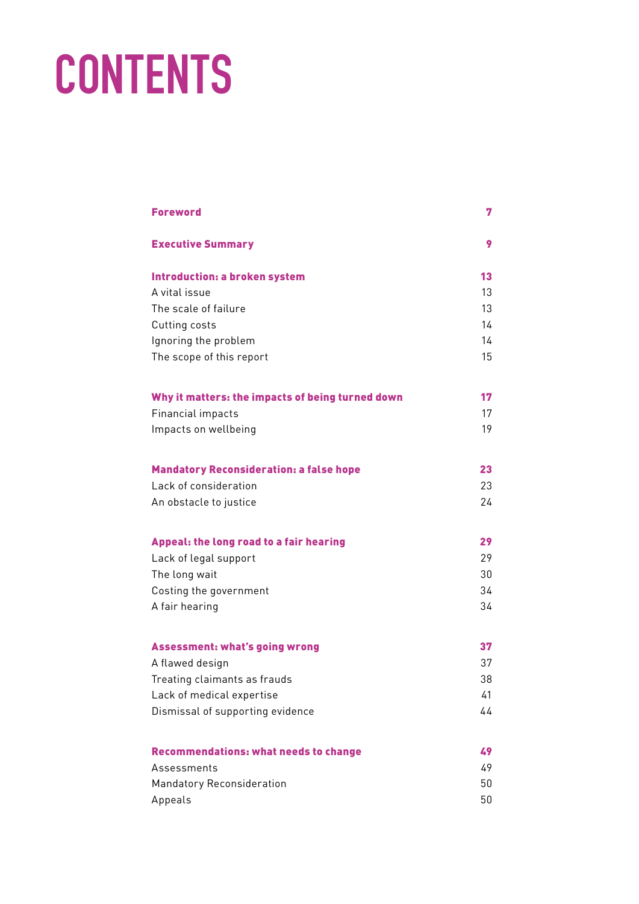# CONTENTS

| | |
|---|---|
| **Foreword** | **7** |
| **Executive Summary** | **9** |
| **Introduction: a broken system** | **13** |
| A vital issue | 13 |
| The scale of failure | 13 |
| Cutting costs | 14 |
| Ignoring the problem | 14 |
| The scope of this report | 15 |
| **Why it matters: the impacts of being turned down** | **17** |
| Financial impacts | 17 |
| Impacts on wellbeing | 19 |
| **Mandatory Reconsideration: a false hope** | **23** |
| Lack of consideration | 23 |
| An obstacle to justice | 24 |
| **Appeal: the long road to a fair hearing** | **29** |
| Lack of legal support | 29 |
| The long wait | 30 |
| Costing the government | 34 |
| A fair hearing | 34 |
| **Assessment: what's going wrong** | **37** |
| A flawed design | 37 |
| Treating claimants as frauds | 38 |
| Lack of medical expertise | 41 |
| Dismissal of supporting evidence | 44 |
| **Recommendations: what needs to change** | **49** |
| Assessments | 49 |
| Mandatory Reconsideration | 50 |
| Appeals | 50 |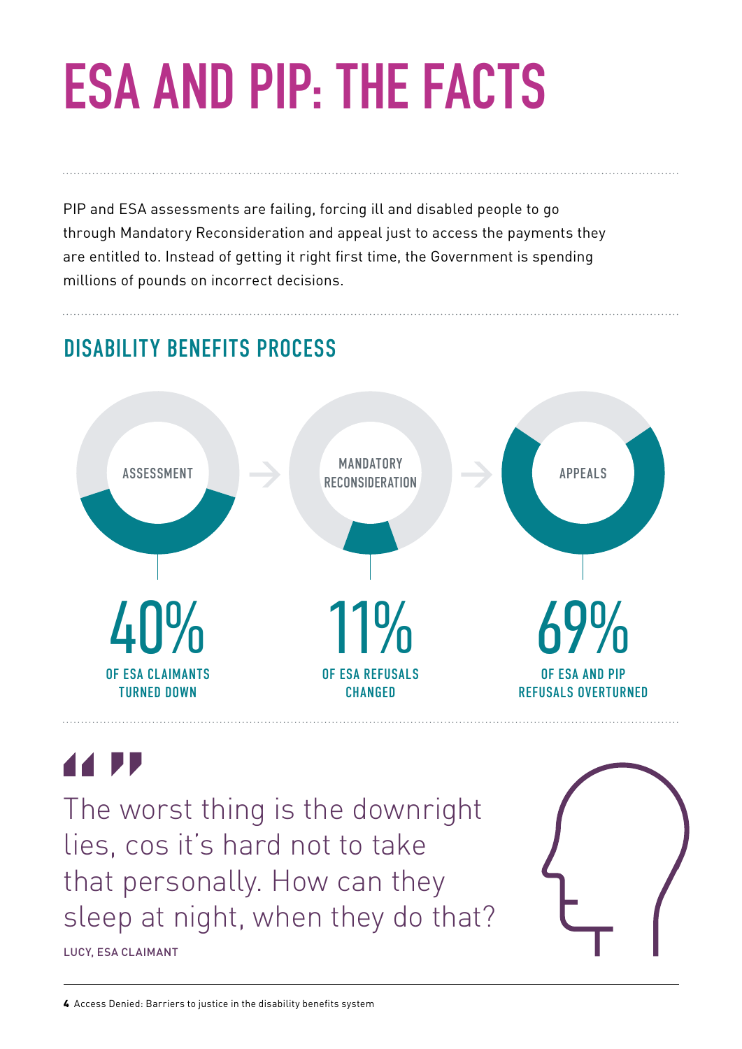# ESA AND PIP: THE FACTS

PIP and ESA assessments are failing, forcing ill and disabled people to go through Mandatory Reconsideration and appeal just to access the payments they are entitled to. Instead of getting it right first time, the Government is spending millions of pounds on incorrect decisions.

## DISABILITY BENEFITS PROCESS

ASSESSMENT → MANDATORY RECONSIDERATION → APPEALS

**40%** OF ESA CLAIMANTS TURNED DOWN

**11%** OF ESA REFUSALS CHANGED

**69%** OF ESA AND PIP REFUSALS OVERTURNED

> The worst thing is the downright lies, cos it's hard not to take that personally. How can they sleep at night, when they do that?

LUCY, ESA CLAIMANT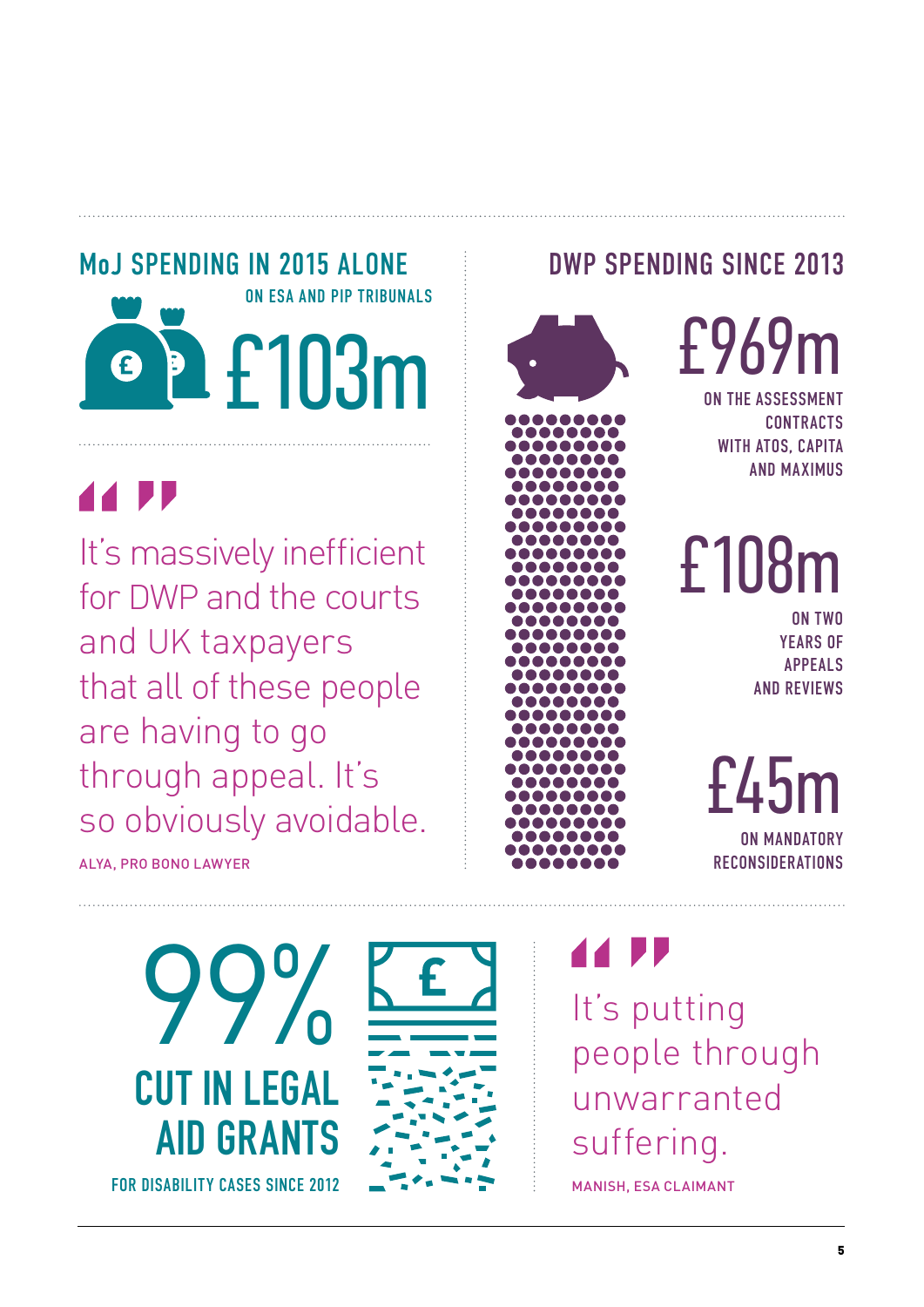## MoJ SPENDING IN 2015 ALONE

ON ESA AND PIP TRIBUNALS

**£103m**

> It's massively inefficient for DWP and the courts and UK taxpayers that all of these people are having to go through appeal. It's so obviously avoidable.
>
> ALYA, PRO BONO LAWYER

## DWP SPENDING SINCE 2013

**£969m**

ON THE ASSESSMENT CONTRACTS WITH ATOS, CAPITA AND MAXIMUS

**£108m**

ON TWO YEARS OF APPEALS AND REVIEWS

**£45m**

ON MANDATORY RECONSIDERATIONS

**99%**

**CUT IN LEGAL AID GRANTS**

FOR DISABILITY CASES SINCE 2012

> It's putting people through unwarranted suffering.
>
> MANISH, ESA CLAIMANT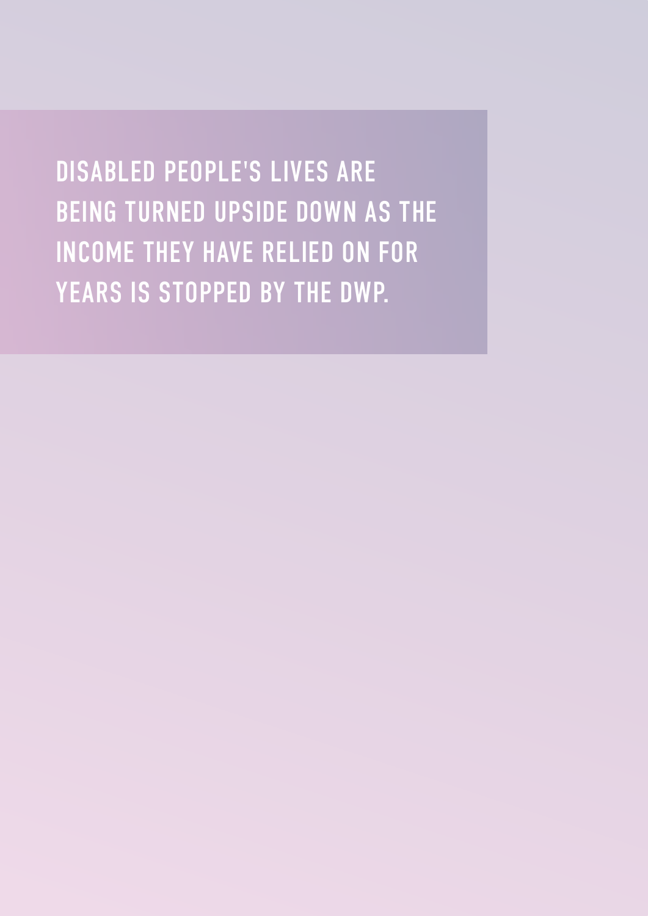## DISABLED PEOPLE'S LIVES ARE BEING TURNED UPSIDE DOWN AS THE INCOME THEY HAVE RELIED ON FOR YEARS IS STOPPED BY THE DWP.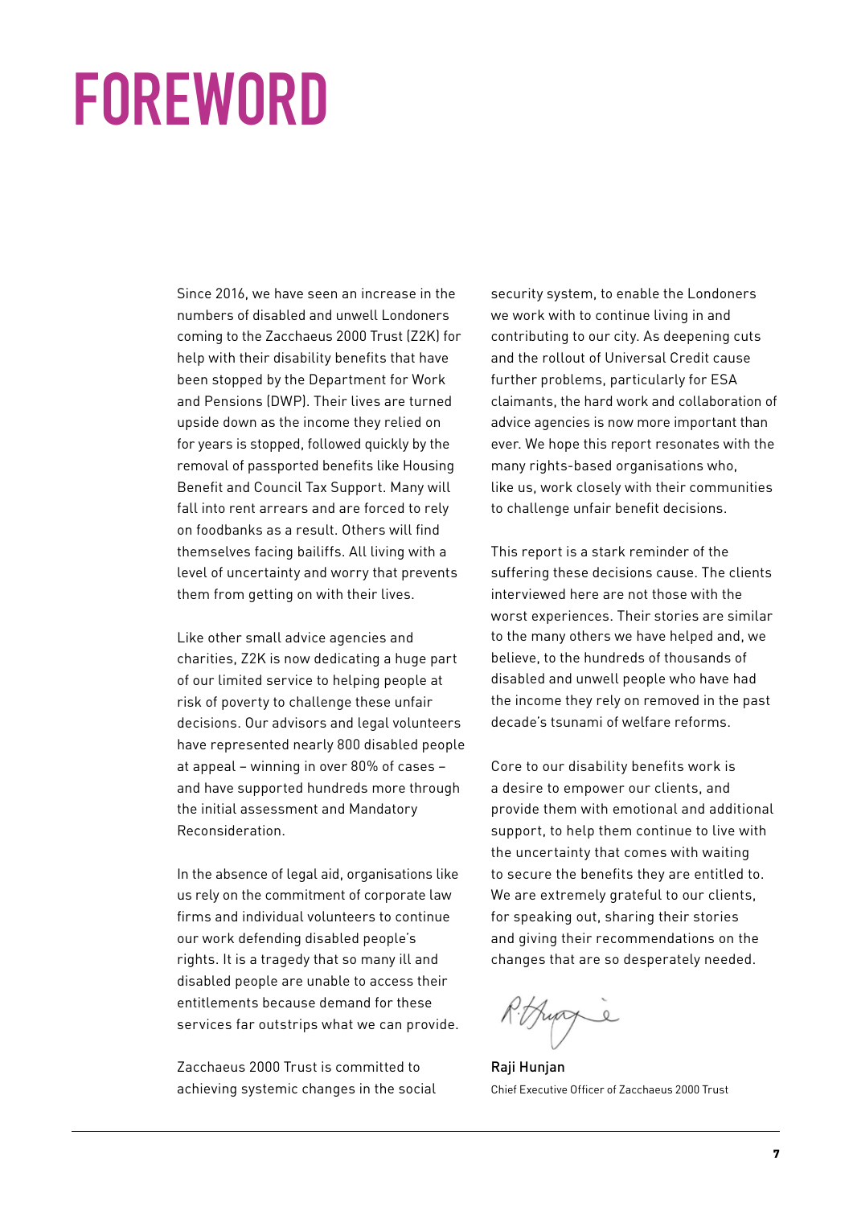# FOREWORD

Since 2016, we have seen an increase in the numbers of disabled and unwell Londoners coming to the Zacchaeus 2000 Trust (Z2K) for help with their disability benefits that have been stopped by the Department for Work and Pensions (DWP). Their lives are turned upside down as the income they relied on for years is stopped, followed quickly by the removal of passported benefits like Housing Benefit and Council Tax Support. Many will fall into rent arrears and are forced to rely on foodbanks as a result. Others will find themselves facing bailiffs. All living with a level of uncertainty and worry that prevents them from getting on with their lives.

Like other small advice agencies and charities, Z2K is now dedicating a huge part of our limited service to helping people at risk of poverty to challenge these unfair decisions. Our advisors and legal volunteers have represented nearly 800 disabled people at appeal – winning in over 80% of cases – and have supported hundreds more through the initial assessment and Mandatory Reconsideration.

In the absence of legal aid, organisations like us rely on the commitment of corporate law firms and individual volunteers to continue our work defending disabled people's rights. It is a tragedy that so many ill and disabled people are unable to access their entitlements because demand for these services far outstrips what we can provide.

Zacchaeus 2000 Trust is committed to achieving systemic changes in the social security system, to enable the Londoners we work with to continue living in and contributing to our city. As deepening cuts and the rollout of Universal Credit cause further problems, particularly for ESA claimants, the hard work and collaboration of advice agencies is now more important than ever. We hope this report resonates with the many rights-based organisations who, like us, work closely with their communities to challenge unfair benefit decisions.

This report is a stark reminder of the suffering these decisions cause. The clients interviewed here are not those with the worst experiences. Their stories are similar to the many others we have helped and, we believe, to the hundreds of thousands of disabled and unwell people who have had the income they rely on removed in the past decade's tsunami of welfare reforms.

Core to our disability benefits work is a desire to empower our clients, and provide them with emotional and additional support, to help them continue to live with the uncertainty that comes with waiting to secure the benefits they are entitled to. We are extremely grateful to our clients, for speaking out, sharing their stories and giving their recommendations on the changes that are so desperately needed.

**Raji Hunjan**
Chief Executive Officer of Zacchaeus 2000 Trust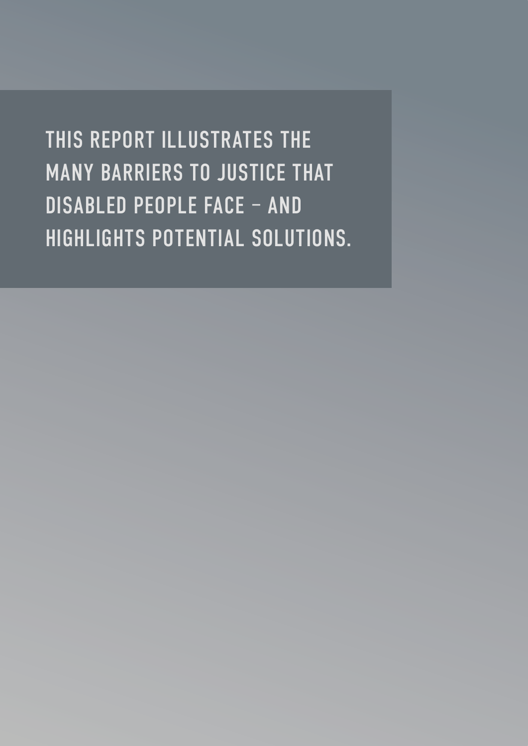**THIS REPORT ILLUSTRATES THE MANY BARRIERS TO JUSTICE THAT DISABLED PEOPLE FACE – AND HIGHLIGHTS POTENTIAL SOLUTIONS.**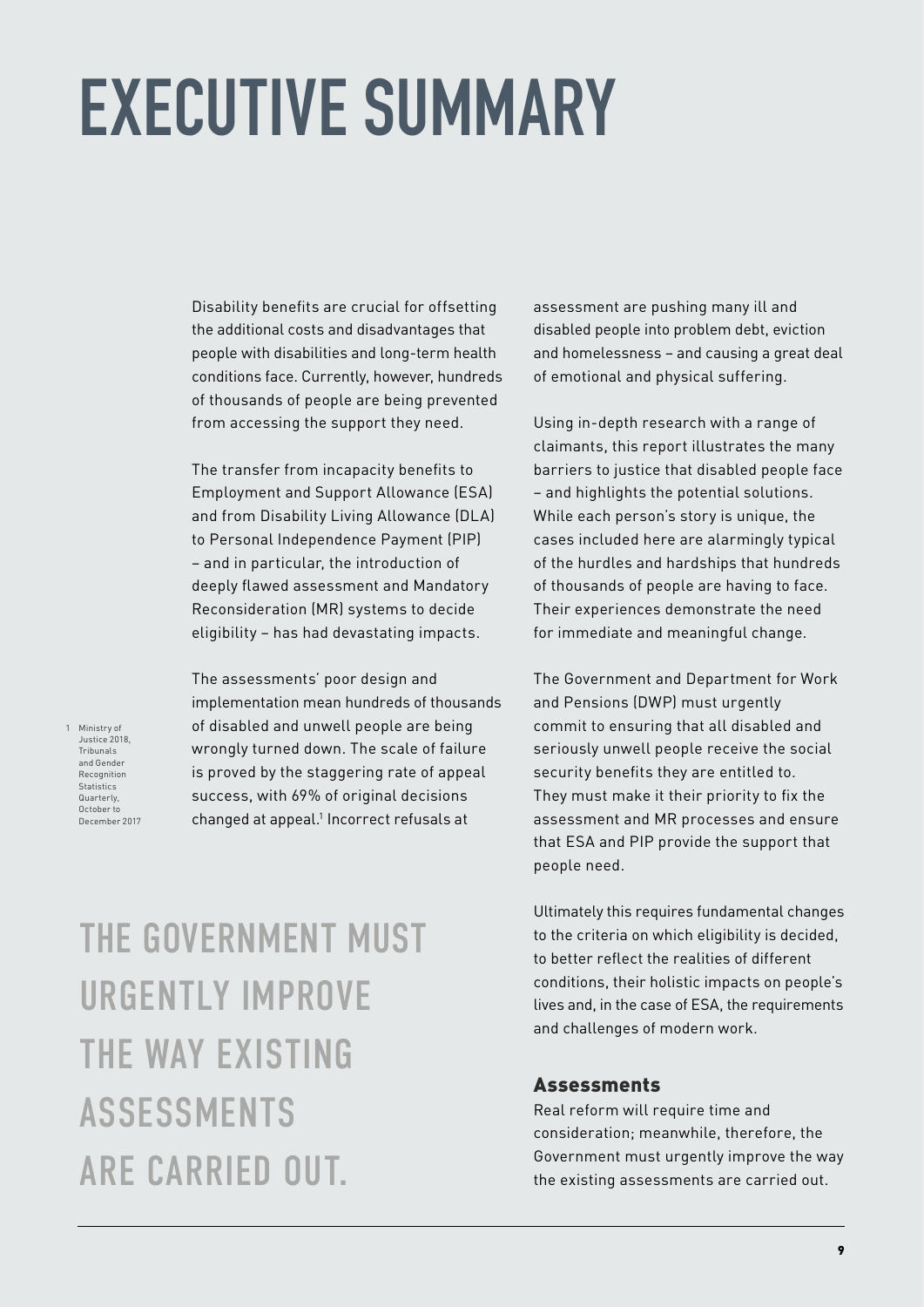# EXECUTIVE SUMMARY

Disability benefits are crucial for offsetting the additional costs and disadvantages that people with disabilities and long-term health conditions face. Currently, however, hundreds of thousands of people are being prevented from accessing the support they need.

The transfer from incapacity benefits to Employment and Support Allowance (ESA) and from Disability Living Allowance (DLA) to Personal Independence Payment (PIP) – and in particular, the introduction of deeply flawed assessment and Mandatory Reconsideration (MR) systems to decide eligibility – has had devastating impacts.

The assessments' poor design and implementation mean hundreds of thousands of disabled and unwell people are being wrongly turned down. The scale of failure is proved by the staggering rate of appeal success, with 69% of original decisions changed at appeal.[1] Incorrect refusals at assessment are pushing many ill and disabled people into problem debt, eviction and homelessness – and causing a great deal of emotional and physical suffering.

Using in-depth research with a range of claimants, this report illustrates the many barriers to justice that disabled people face – and highlights the potential solutions. While each person's story is unique, the cases included here are alarmingly typical of the hurdles and hardships that hundreds of thousands of people are having to face. Their experiences demonstrate the need for immediate and meaningful change.

The Government and Department for Work and Pensions (DWP) must urgently commit to ensuring that all disabled and seriously unwell people receive the social security benefits they are entitled to. They must make it their priority to fix the assessment and MR processes and ensure that ESA and PIP provide the support that people need.

Ultimately this requires fundamental changes to the criteria on which eligibility is decided, to better reflect the realities of different conditions, their holistic impacts on people's lives and, in the case of ESA, the requirements and challenges of modern work.

**THE GOVERNMENT MUST URGENTLY IMPROVE THE WAY EXISTING ASSESSMENTS ARE CARRIED OUT.**

## Assessments

Real reform will require time and consideration; meanwhile, therefore, the Government must urgently improve the way the existing assessments are carried out.

1 Ministry of Justice 2018, Tribunals and Gender Recognition Statistics Quarterly, October to December 2017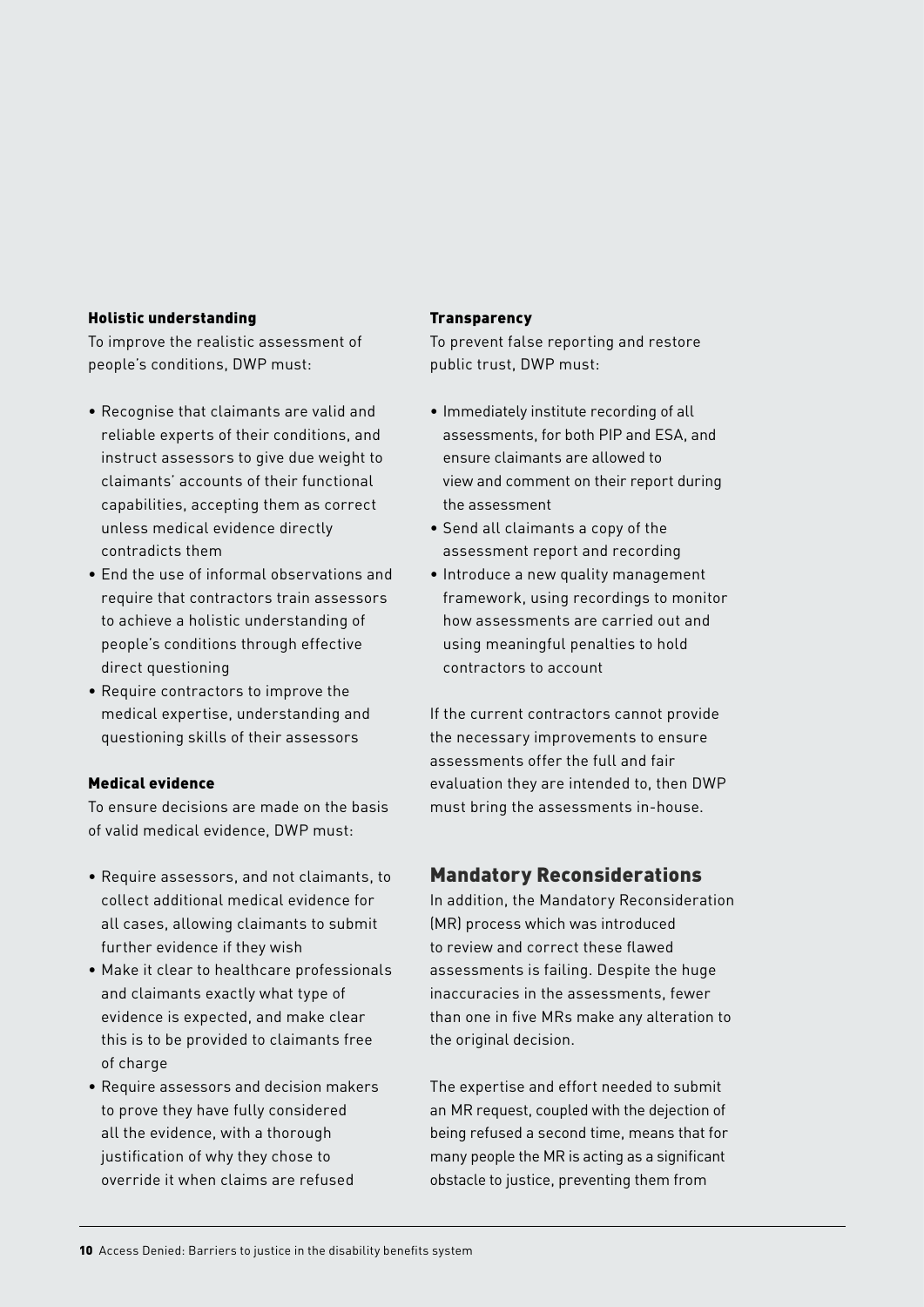#### Holistic understanding

To improve the realistic assessment of people's conditions, DWP must:

- Recognise that claimants are valid and reliable experts of their conditions, and instruct assessors to give due weight to claimants' accounts of their functional capabilities, accepting them as correct unless medical evidence directly contradicts them
- End the use of informal observations and require that contractors train assessors to achieve a holistic understanding of people's conditions through effective direct questioning
- Require contractors to improve the medical expertise, understanding and questioning skills of their assessors

#### Medical evidence

To ensure decisions are made on the basis of valid medical evidence, DWP must:

- Require assessors, and not claimants, to collect additional medical evidence for all cases, allowing claimants to submit further evidence if they wish
- Make it clear to healthcare professionals and claimants exactly what type of evidence is expected, and make clear this is to be provided to claimants free of charge
- Require assessors and decision makers to prove they have fully considered all the evidence, with a thorough justification of why they chose to override it when claims are refused

#### Transparency

To prevent false reporting and restore public trust, DWP must:

- Immediately institute recording of all assessments, for both PIP and ESA, and ensure claimants are allowed to view and comment on their report during the assessment
- Send all claimants a copy of the assessment report and recording
- Introduce a new quality management framework, using recordings to monitor how assessments are carried out and using meaningful penalties to hold contractors to account

If the current contractors cannot provide the necessary improvements to ensure assessments offer the full and fair evaluation they are intended to, then DWP must bring the assessments in-house.

## Mandatory Reconsiderations

In addition, the Mandatory Reconsideration (MR) process which was introduced to review and correct these flawed assessments is failing. Despite the huge inaccuracies in the assessments, fewer than one in five MRs make any alteration to the original decision.

The expertise and effort needed to submit an MR request, coupled with the dejection of being refused a second time, means that for many people the MR is acting as a significant obstacle to justice, preventing them from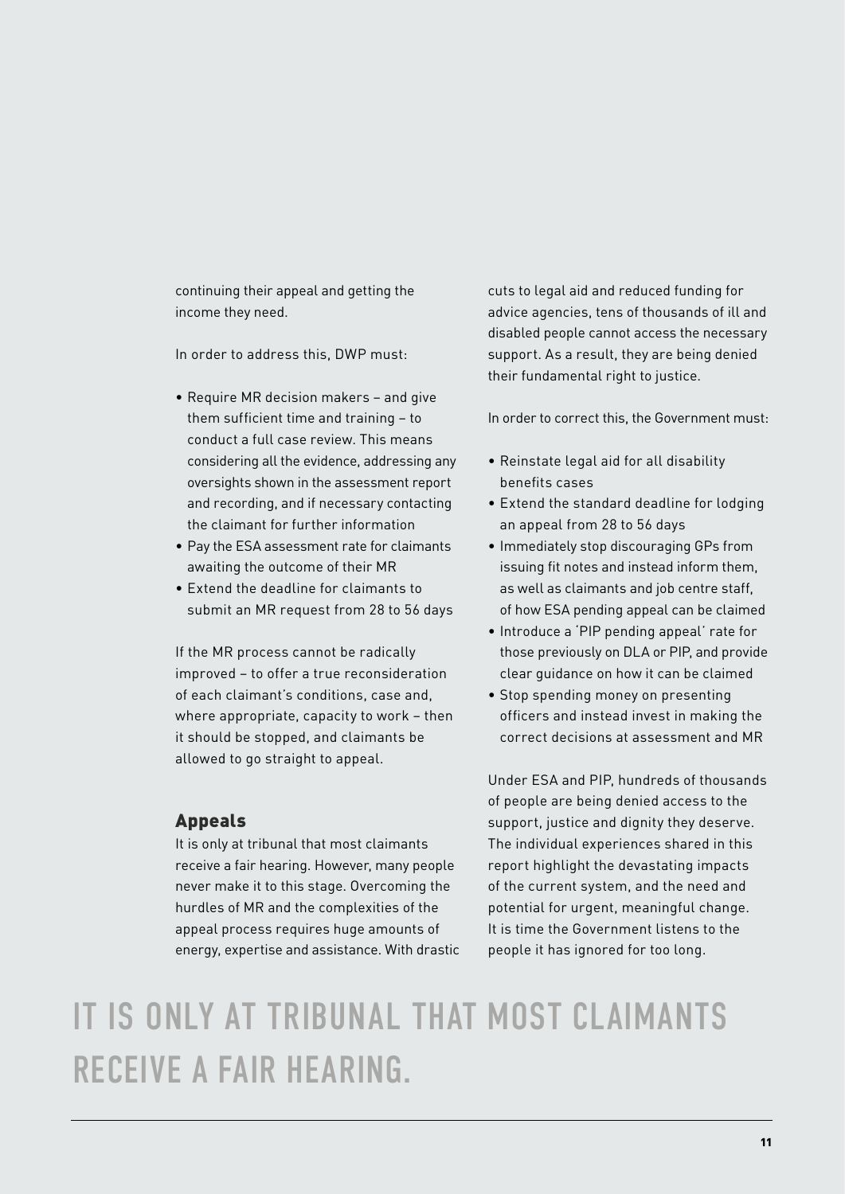continuing their appeal and getting the income they need.

In order to address this, DWP must:

- Require MR decision makers – and give them sufficient time and training – to conduct a full case review. This means considering all the evidence, addressing any oversights shown in the assessment report and recording, and if necessary contacting the claimant for further information
- Pay the ESA assessment rate for claimants awaiting the outcome of their MR
- Extend the deadline for claimants to submit an MR request from 28 to 56 days

If the MR process cannot be radically improved – to offer a true reconsideration of each claimant's conditions, case and, where appropriate, capacity to work – then it should be stopped, and claimants be allowed to go straight to appeal.

## Appeals

It is only at tribunal that most claimants receive a fair hearing. However, many people never make it to this stage. Overcoming the hurdles of MR and the complexities of the appeal process requires huge amounts of energy, expertise and assistance. With drastic cuts to legal aid and reduced funding for advice agencies, tens of thousands of ill and disabled people cannot access the necessary support. As a result, they are being denied their fundamental right to justice.

In order to correct this, the Government must:

- Reinstate legal aid for all disability benefits cases
- Extend the standard deadline for lodging an appeal from 28 to 56 days
- Immediately stop discouraging GPs from issuing fit notes and instead inform them, as well as claimants and job centre staff, of how ESA pending appeal can be claimed
- Introduce a 'PIP pending appeal' rate for those previously on DLA or PIP, and provide clear guidance on how it can be claimed
- Stop spending money on presenting officers and instead invest in making the correct decisions at assessment and MR

Under ESA and PIP, hundreds of thousands of people are being denied access to the support, justice and dignity they deserve. The individual experiences shared in this report highlight the devastating impacts of the current system, and the need and potential for urgent, meaningful change. It is time the Government listens to the people it has ignored for too long.

IT IS ONLY AT TRIBUNAL THAT MOST CLAIMANTS RECEIVE A FAIR HEARING.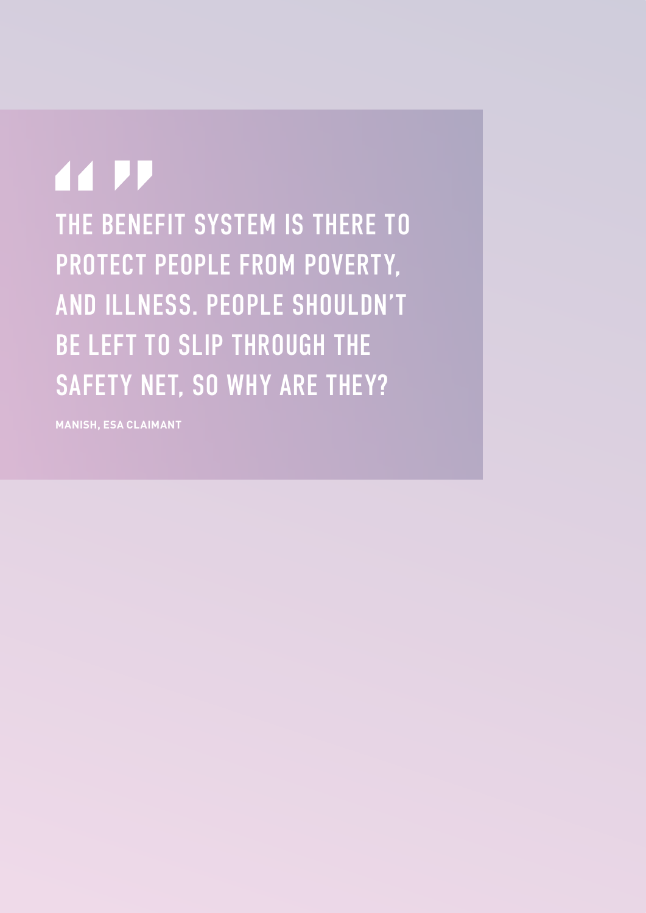> THE BENEFIT SYSTEM IS THERE TO PROTECT PEOPLE FROM POVERTY, AND ILLNESS. PEOPLE SHOULDN'T BE LEFT TO SLIP THROUGH THE SAFETY NET, SO WHY ARE THEY?

**MANISH, ESA CLAIMANT**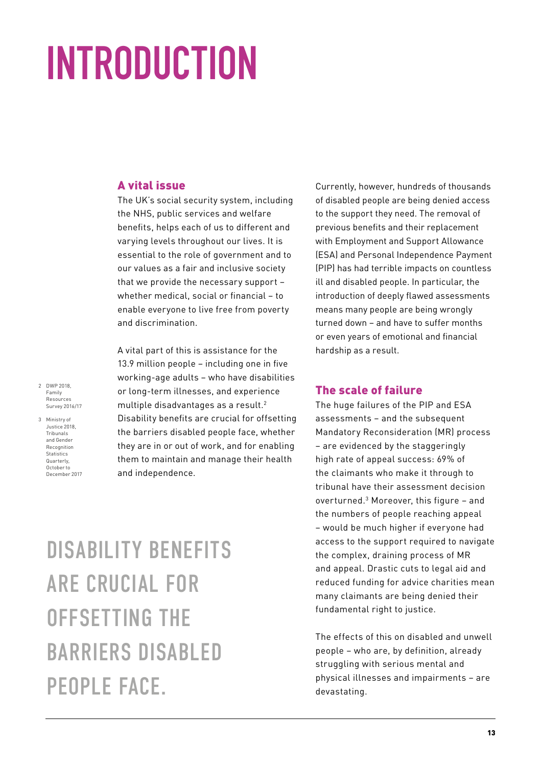# INTRODUCTION

## A vital issue

The UK's social security system, including the NHS, public services and welfare benefits, helps each of us to different and varying levels throughout our lives. It is essential to the role of government and to our values as a fair and inclusive society that we provide the necessary support – whether medical, social or financial – to enable everyone to live free from poverty and discrimination.

A vital part of this is assistance for the 13.9 million people – including one in five working-age adults – who have disabilities or long-term illnesses, and experience multiple disadvantages as a result.[2] Disability benefits are crucial for offsetting the barriers disabled people face, whether they are in or out of work, and for enabling them to maintain and manage their health and independence.

DISABILITY BENEFITS ARE CRUCIAL FOR OFFSETTING THE BARRIERS DISABLED PEOPLE FACE.

Currently, however, hundreds of thousands of disabled people are being denied access to the support they need. The removal of previous benefits and their replacement with Employment and Support Allowance (ESA) and Personal Independence Payment (PIP) has had terrible impacts on countless ill and disabled people. In particular, the introduction of deeply flawed assessments means many people are being wrongly turned down – and have to suffer months or even years of emotional and financial hardship as a result.

## The scale of failure

The huge failures of the PIP and ESA assessments – and the subsequent Mandatory Reconsideration (MR) process – are evidenced by the staggeringly high rate of appeal success: 69% of the claimants who make it through to tribunal have their assessment decision overturned.[3] Moreover, this figure – and the numbers of people reaching appeal – would be much higher if everyone had access to the support required to navigate the complex, draining process of MR and appeal. Drastic cuts to legal aid and reduced funding for advice charities mean many claimants are being denied their fundamental right to justice.

The effects of this on disabled and unwell people – who are, by definition, already struggling with serious mental and physical illnesses and impairments – are devastating.

2 DWP 2018, Family Resources Survey 2016/17

3 Ministry of Justice 2018, Tribunals and Gender Recognition Statistics Quarterly, October to December 2017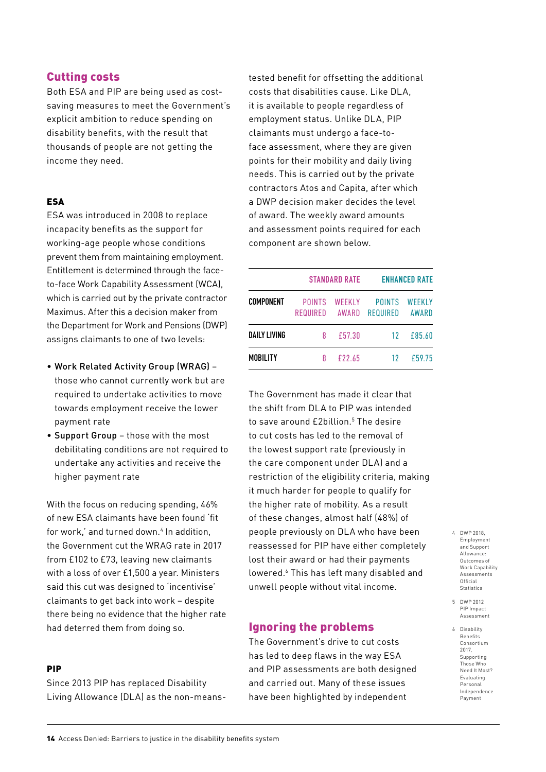## Cutting costs

Both ESA and PIP are being used as cost-saving measures to meet the Government's explicit ambition to reduce spending on disability benefits, with the result that thousands of people are not getting the income they need.

### ESA

ESA was introduced in 2008 to replace incapacity benefits as the support for working-age people whose conditions prevent them from maintaining employment. Entitlement is determined through the face-to-face Work Capability Assessment (WCA), which is carried out by the private contractor Maximus. After this a decision maker from the Department for Work and Pensions (DWP) assigns claimants to one of two levels:

- Work Related Activity Group (WRAG) – those who cannot currently work but are required to undertake activities to move towards employment receive the lower payment rate
- Support Group – those with the most debilitating conditions are not required to undertake any activities and receive the higher payment rate

With the focus on reducing spending, 46% of new ESA claimants have been found 'fit for work,' and turned down.[4] In addition, the Government cut the WRAG rate in 2017 from £102 to £73, leaving new claimants with a loss of over £1,500 a year. Ministers said this cut was designed to 'incentivise' claimants to get back into work – despite there being no evidence that the higher rate had deterred them from doing so.

### PIP

Since 2013 PIP has replaced Disability Living Allowance (DLA) as the non-means-tested benefit for offsetting the additional costs that disabilities cause. Like DLA, it is available to people regardless of employment status. Unlike DLA, PIP claimants must undergo a face-to-face assessment, where they are given points for their mobility and daily living needs. This is carried out by the private contractors Atos and Capita, after which a DWP decision maker decides the level of award. The weekly award amounts and assessment points required for each component are shown below.

| | Standard rate | | Enhanced rate | |
|---|---|---|---|---|
| **Component** | Points required | Weekly award | Points required | Weekly award |
| **Daily living** | 8 | £57.30 | 12 | £85.60 |
| **Mobility** | 8 | £22.65 | 12 | £59.75 |

The Government has made it clear that the shift from DLA to PIP was intended to save around £2billion.[5] The desire to cut costs has led to the removal of the lowest support rate (previously in the care component under DLA) and a restriction of the eligibility criteria, making it much harder for people to qualify for the higher rate of mobility. As a result of these changes, almost half (48%) of people previously on DLA who have been reassessed for PIP have either completely lost their award or had their payments lowered.[6] This has left many disabled and unwell people without vital income.

## Ignoring the problems

The Government's drive to cut costs has led to deep flaws in the way ESA and PIP assessments are both designed and carried out. Many of these issues have been highlighted by independent

4 DWP 2018, Employment and Support Allowance: Outcomes of Work Capability Assessments Official Statistics

5 DWP 2012 PIP Impact Assessment

6 Disability Benefits Consortium 2017, Supporting Those Who Need It Most? Evaluating Personal Independence Payment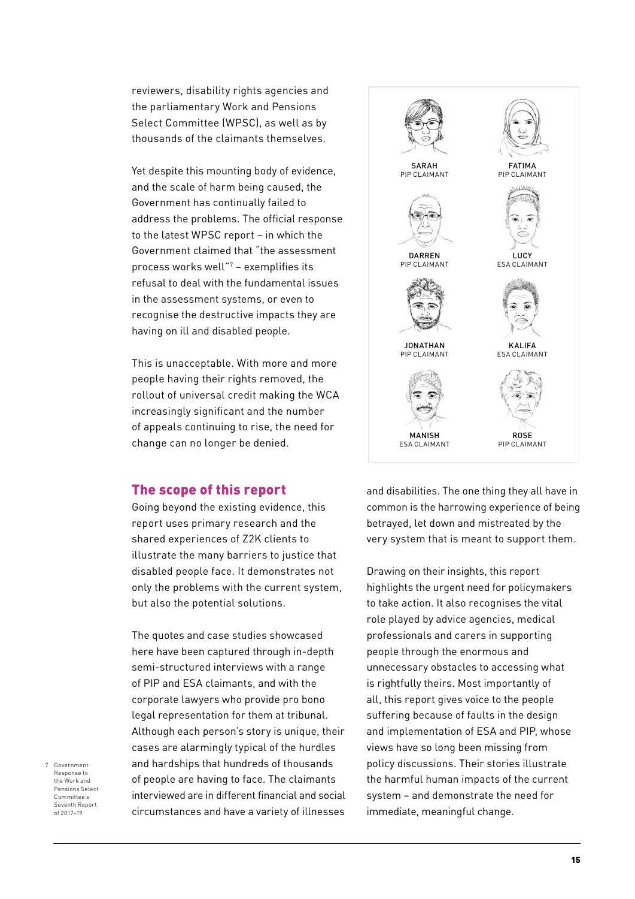reviewers, disability rights agencies and the parliamentary Work and Pensions Select Committee (WPSC), as well as by thousands of the claimants themselves.

Yet despite this mounting body of evidence, and the scale of harm being caused, the Government has continually failed to address the problems. The official response to the latest WPSC report – in which the Government claimed that "the assessment process works well"[7] – exemplifies its refusal to deal with the fundamental issues in the assessment systems, or even to recognise the destructive impacts they are having on ill and disabled people.

This is unacceptable. With more and more people having their rights removed, the rollout of universal credit making the WCA increasingly significant and the number of appeals continuing to rise, the need for change can no longer be denied.

SARAH
PIP CLAIMANT

FATIMA
PIP CLAIMANT

DARREN
PIP CLAIMANT

LUCY
ESA CLAIMANT

JONATHAN
PIP CLAIMANT

KALIFA
ESA CLAIMANT

MANISH
ESA CLAIMANT

ROSE
PIP CLAIMANT

## The scope of this report

Going beyond the existing evidence, this report uses primary research and the shared experiences of Z2K clients to illustrate the many barriers to justice that disabled people face. It demonstrates not only the problems with the current system, but also the potential solutions.

The quotes and case studies showcased here have been captured through in-depth semi-structured interviews with a range of PIP and ESA claimants, and with the corporate lawyers who provide pro bono legal representation for them at tribunal. Although each person's story is unique, their cases are alarmingly typical of the hurdles and hardships that hundreds of thousands of people are having to face. The claimants interviewed are in different financial and social circumstances and have a variety of illnesses and disabilities. The one thing they all have in common is the harrowing experience of being betrayed, let down and mistreated by the very system that is meant to support them.

Drawing on their insights, this report highlights the urgent need for policymakers to take action. It also recognises the vital role played by advice agencies, medical professionals and carers in supporting people through the enormous and unnecessary obstacles to accessing what is rightfully theirs. Most importantly of all, this report gives voice to the people suffering because of faults in the design and implementation of ESA and PIP, whose views have so long been missing from policy discussions. Their stories illustrate the harmful human impacts of the current system – and demonstrate the need for immediate, meaningful change.

7 Government Response to the Work and Pensions Select Committee's Seventh Report of 2017–19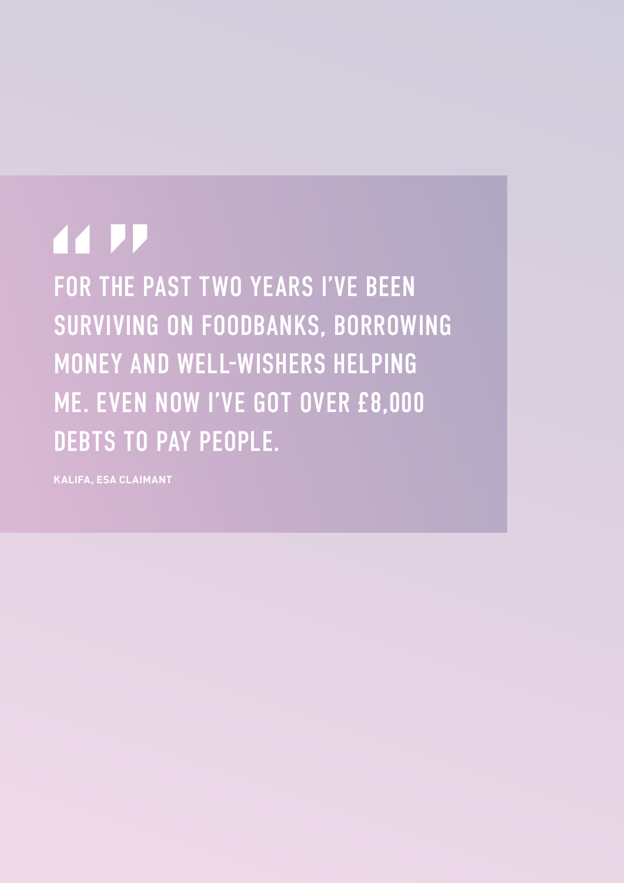> FOR THE PAST TWO YEARS I'VE BEEN SURVIVING ON FOODBANKS, BORROWING MONEY AND WELL-WISHERS HELPING ME. EVEN NOW I'VE GOT OVER £8,000 DEBTS TO PAY PEOPLE.

**KALIFA, ESA CLAIMANT**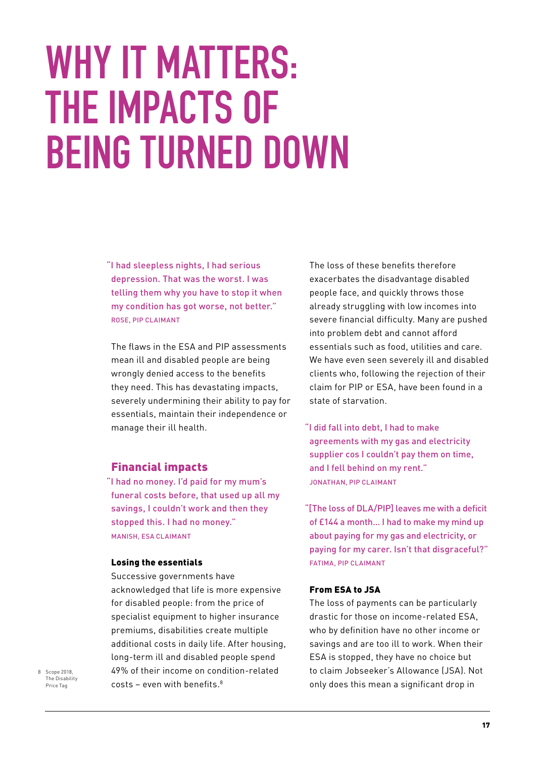# WHY IT MATTERS: THE IMPACTS OF BEING TURNED DOWN

"I had sleepless nights, I had serious depression. That was the worst. I was telling them why you have to stop it when my condition has got worse, not better."
ROSE, PIP CLAIMANT

The flaws in the ESA and PIP assessments mean ill and disabled people are being wrongly denied access to the benefits they need. This has devastating impacts, severely undermining their ability to pay for essentials, maintain their independence or manage their ill health.

## Financial impacts

"I had no money. I'd paid for my mum's funeral costs before, that used up all my savings, I couldn't work and then they stopped this. I had no money."
MANISH, ESA CLAIMANT

### Losing the essentials

Successive governments have acknowledged that life is more expensive for disabled people: from the price of specialist equipment to higher insurance premiums, disabilities create multiple additional costs in daily life. After housing, long-term ill and disabled people spend 49% of their income on condition-related costs – even with benefits.[8]

The loss of these benefits therefore exacerbates the disadvantage disabled people face, and quickly throws those already struggling with low incomes into severe financial difficulty. Many are pushed into problem debt and cannot afford essentials such as food, utilities and care. We have even seen severely ill and disabled clients who, following the rejection of their claim for PIP or ESA, have been found in a state of starvation.

"I did fall into debt, I had to make agreements with my gas and electricity supplier cos I couldn't pay them on time, and I fell behind on my rent."
JONATHAN, PIP CLAIMANT

"[The loss of DLA/PIP] leaves me with a deficit of £144 a month… I had to make my mind up about paying for my gas and electricity, or paying for my carer. Isn't that disgraceful?"
FATIMA, PIP CLAIMANT

### From ESA to JSA

The loss of payments can be particularly drastic for those on income-related ESA, who by definition have no other income or savings and are too ill to work. When their ESA is stopped, they have no choice but to claim Jobseeker's Allowance (JSA). Not only does this mean a significant drop in

8 Scope 2018, The Disability Price Tag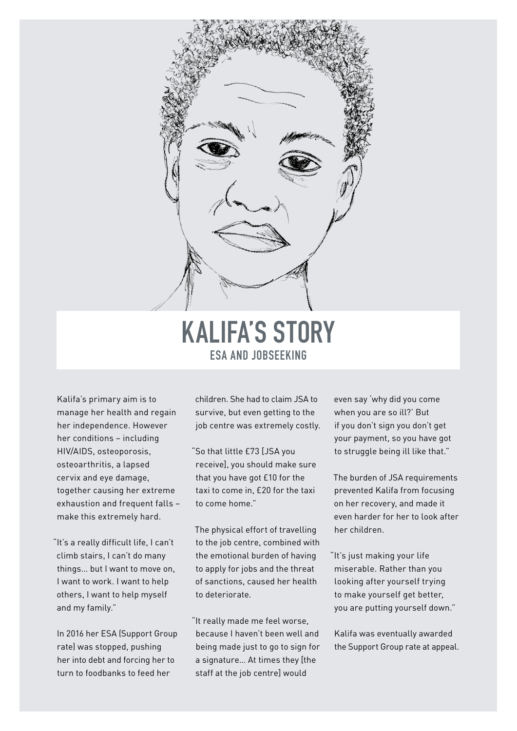# KALIFA'S STORY

## ESA AND JOBSEEKING

Kalifa's primary aim is to manage her health and regain her independence. However her conditions – including HIV/AIDS, osteoporosis, osteoarthritis, a lapsed cervix and eye damage, together causing her extreme exhaustion and frequent falls – make this extremely hard.

"It's a really difficult life, I can't climb stairs, I can't do many things… but I want to move on, I want to work. I want to help others, I want to help myself and my family."

In 2016 her ESA (Support Group rate) was stopped, pushing her into debt and forcing her to turn to foodbanks to feed her children. She had to claim JSA to survive, but even getting to the job centre was extremely costly.

"So that little £73 [JSA you receive], you should make sure that you have got £10 for the taxi to come in, £20 for the taxi to come home."

The physical effort of travelling to the job centre, combined with the emotional burden of having to apply for jobs and the threat of sanctions, caused her health to deteriorate.

"It really made me feel worse, because I haven't been well and being made just to go to sign for a signature… At times they [the staff at the job centre] would even say 'why did you come when you are so ill?' But if you don't sign you don't get your payment, so you have got to struggle being ill like that."

The burden of JSA requirements prevented Kalifa from focusing on her recovery, and made it even harder for her to look after her children.

"It's just making your life miserable. Rather than you looking after yourself trying to make yourself get better, you are putting yourself down."

Kalifa was eventually awarded the Support Group rate at appeal.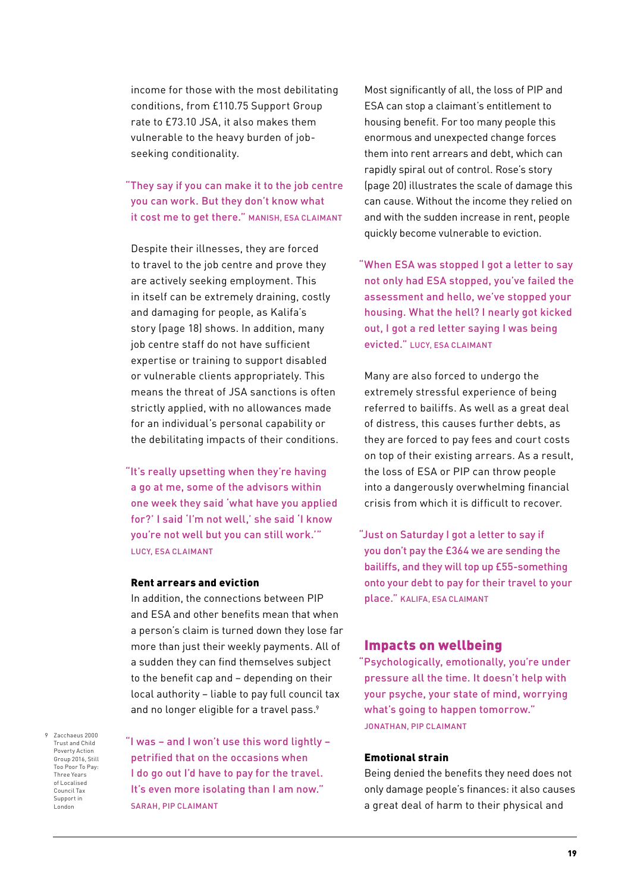income for those with the most debilitating conditions, from £110.75 Support Group rate to £73.10 JSA, it also makes them vulnerable to the heavy burden of job-seeking conditionality.

"They say if you can make it to the job centre you can work. But they don't know what it cost me to get there." MANISH, ESA CLAIMANT

Despite their illnesses, they are forced to travel to the job centre and prove they are actively seeking employment. This in itself can be extremely draining, costly and damaging for people, as Kalifa's story (page 18) shows. In addition, many job centre staff do not have sufficient expertise or training to support disabled or vulnerable clients appropriately. This means the threat of JSA sanctions is often strictly applied, with no allowances made for an individual's personal capability or the debilitating impacts of their conditions.

"It's really upsetting when they're having a go at me, some of the advisors within one week they said 'what have you applied for?' I said 'I'm not well,' she said 'I know you're not well but you can still work.'" LUCY, ESA CLAIMANT

### Rent arrears and eviction

In addition, the connections between PIP and ESA and other benefits mean that when a person's claim is turned down they lose far more than just their weekly payments. All of a sudden they can find themselves subject to the benefit cap and – depending on their local authority – liable to pay full council tax and no longer eligible for a travel pass.[9]

"I was – and I won't use this word lightly – petrified that on the occasions when I do go out I'd have to pay for the travel. It's even more isolating than I am now." SARAH, PIP CLAIMANT

Most significantly of all, the loss of PIP and ESA can stop a claimant's entitlement to housing benefit. For too many people this enormous and unexpected change forces them into rent arrears and debt, which can rapidly spiral out of control. Rose's story (page 20) illustrates the scale of damage this can cause. Without the income they relied on and with the sudden increase in rent, people quickly become vulnerable to eviction.

"When ESA was stopped I got a letter to say not only had ESA stopped, you've failed the assessment and hello, we've stopped your housing. What the hell? I nearly got kicked out, I got a red letter saying I was being evicted." LUCY, ESA CLAIMANT

Many are also forced to undergo the extremely stressful experience of being referred to bailiffs. As well as a great deal of distress, this causes further debts, as they are forced to pay fees and court costs on top of their existing arrears. As a result, the loss of ESA or PIP can throw people into a dangerously overwhelming financial crisis from which it is difficult to recover.

"Just on Saturday I got a letter to say if you don't pay the £364 we are sending the bailiffs, and they will top up £55-something onto your debt to pay for their travel to your place." KALIFA, ESA CLAIMANT

## Impacts on wellbeing

"Psychologically, emotionally, you're under pressure all the time. It doesn't help with your psyche, your state of mind, worrying what's going to happen tomorrow." JONATHAN, PIP CLAIMANT

### Emotional strain

Being denied the benefits they need does not only damage people's finances: it also causes a great deal of harm to their physical and

---

9 Zacchaeus 2000 Trust and Child Poverty Action Group 2016, Still Too Poor To Pay: Three Years of Localised Council Tax Support in London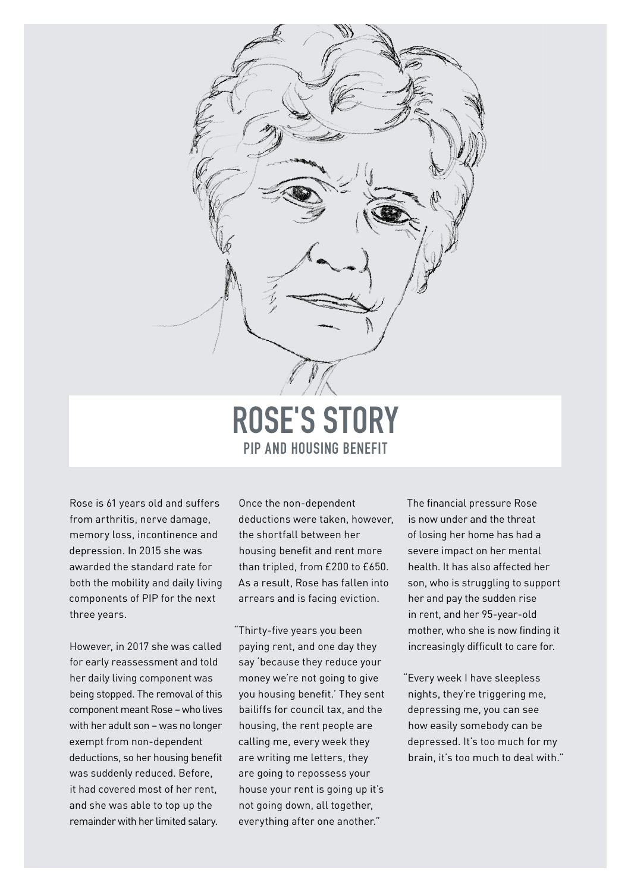# ROSE'S STORY

## PIP AND HOUSING BENEFIT

Rose is 61 years old and suffers from arthritis, nerve damage, memory loss, incontinence and depression. In 2015 she was awarded the standard rate for both the mobility and daily living components of PIP for the next three years.

However, in 2017 she was called for early reassessment and told her daily living component was being stopped. The removal of this component meant Rose – who lives with her adult son – was no longer exempt from non-dependent deductions, so her housing benefit was suddenly reduced. Before, it had covered most of her rent, and she was able to top up the remainder with her limited salary.

Once the non-dependent deductions were taken, however, the shortfall between her housing benefit and rent more than tripled, from £200 to £650. As a result, Rose has fallen into arrears and is facing eviction.

"Thirty-five years you been paying rent, and one day they say 'because they reduce your money we're not going to give you housing benefit.' They sent bailiffs for council tax, and the housing, the rent people are calling me, every week they are writing me letters, they are going to repossess your house your rent is going up it's not going down, all together, everything after one another."

The financial pressure Rose is now under and the threat of losing her home has had a severe impact on her mental health. It has also affected her son, who is struggling to support her and pay the sudden rise in rent, and her 95-year-old mother, who she is now finding it increasingly difficult to care for.

"Every week I have sleepless nights, they're triggering me, depressing me, you can see how easily somebody can be depressed. It's too much for my brain, it's too much to deal with."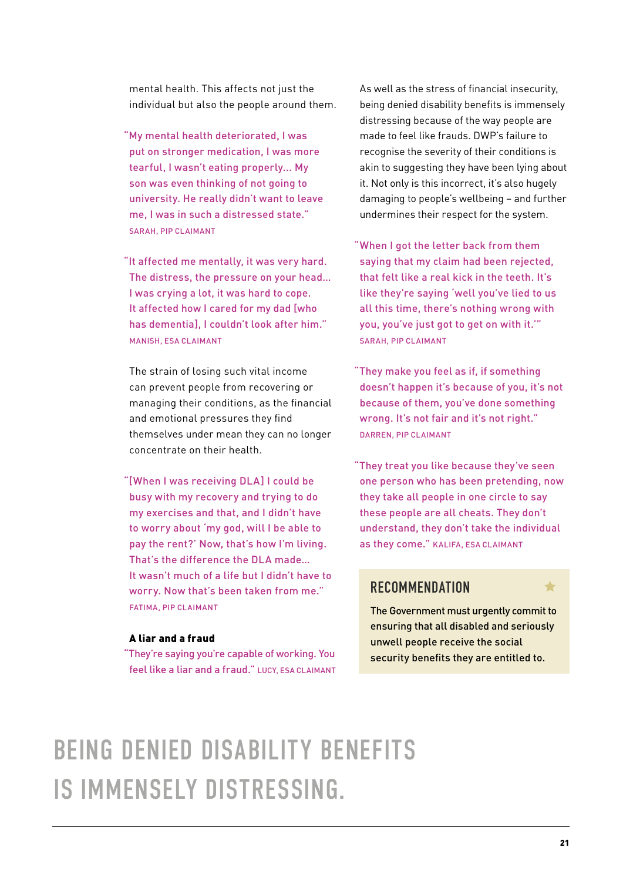mental health. This affects not just the individual but also the people around them.

"My mental health deteriorated, I was put on stronger medication, I was more tearful, I wasn't eating properly... My son was even thinking of not going to university. He really didn't want to leave me, I was in such a distressed state."
SARAH, PIP CLAIMANT

"It affected me mentally, it was very hard. The distress, the pressure on your head... I was crying a lot, it was hard to cope. It affected how I cared for my dad [who has dementia], I couldn't look after him."
MANISH, ESA CLAIMANT

The strain of losing such vital income can prevent people from recovering or managing their conditions, as the financial and emotional pressures they find themselves under mean they can no longer concentrate on their health.

"[When I was receiving DLA] I could be busy with my recovery and trying to do my exercises and that, and I didn't have to worry about 'my god, will I be able to pay the rent?' Now, that's how I'm living. That's the difference the DLA made... It wasn't much of a life but I didn't have to worry. Now that's been taken from me."
FATIMA, PIP CLAIMANT

**A liar and a fraud**

"They're saying you're capable of working. You feel like a liar and a fraud." LUCY, ESA CLAIMANT

As well as the stress of financial insecurity, being denied disability benefits is immensely distressing because of the way people are made to feel like frauds. DWP's failure to recognise the severity of their conditions is akin to suggesting they have been lying about it. Not only is this incorrect, it's also hugely damaging to people's wellbeing – and further undermines their respect for the system.

"When I got the letter back from them saying that my claim had been rejected, that felt like a real kick in the teeth. It's like they're saying 'well you've lied to us all this time, there's nothing wrong with you, you've just got to get on with it.'"
SARAH, PIP CLAIMANT

"They make you feel as if, if something doesn't happen it's because of you, it's not because of them, you've done something wrong. It's not fair and it's not right."
DARREN, PIP CLAIMANT

"They treat you like because they've seen one person who has been pretending, now they take all people in one circle to say these people are all cheats. They don't understand, they don't take the individual as they come." KALIFA, ESA CLAIMANT

### RECOMMENDATION

The Government must urgently commit to ensuring that all disabled and seriously unwell people receive the social security benefits they are entitled to.

## BEING DENIED DISABILITY BENEFITS IS IMMENSELY DISTRESSING.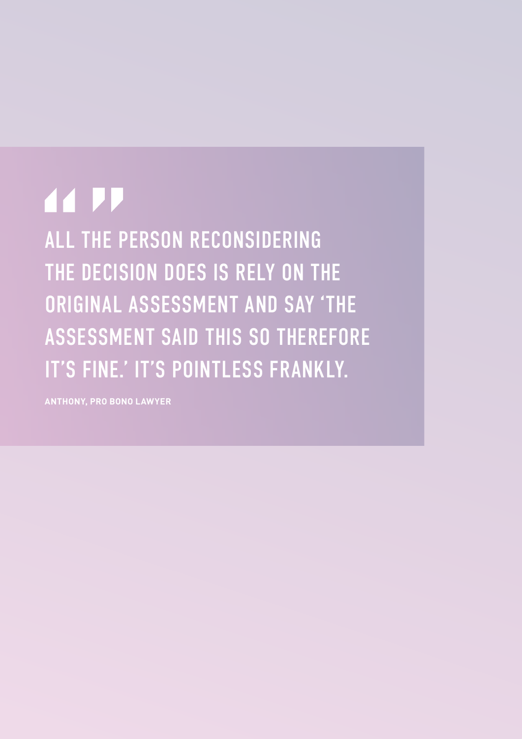> ALL THE PERSON RECONSIDERING THE DECISION DOES IS RELY ON THE ORIGINAL ASSESSMENT AND SAY 'THE ASSESSMENT SAID THIS SO THEREFORE IT'S FINE.' IT'S POINTLESS FRANKLY.
>
> **ANTHONY, PRO BONO LAWYER**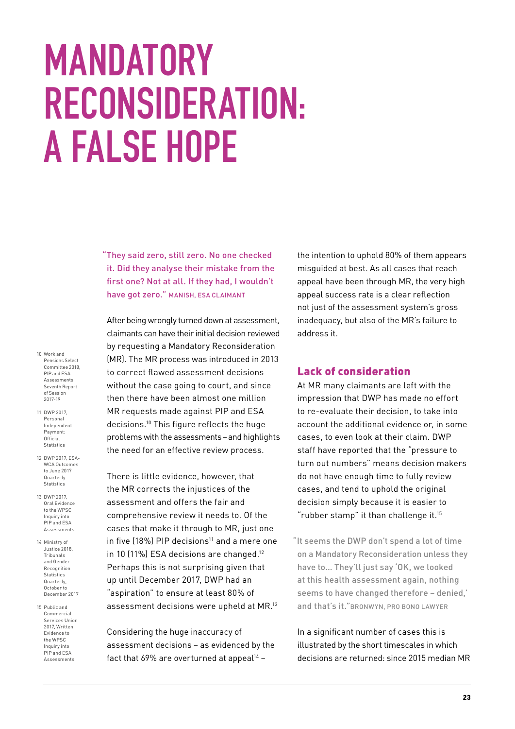# MANDATORY RECONSIDERATION: A FALSE HOPE

"They said zero, still zero. No one checked it. Did they analyse their mistake from the first one? Not at all. If they had, I wouldn't have got zero." MANISH, ESA CLAIMANT

After being wrongly turned down at assessment, claimants can have their initial decision reviewed by requesting a Mandatory Reconsideration (MR). The MR process was introduced in 2013 to correct flawed assessment decisions without the case going to court, and since then there have been almost one million MR requests made against PIP and ESA decisions.[10] This figure reflects the huge problems with the assessments – and highlights the need for an effective review process.

There is little evidence, however, that the MR corrects the injustices of the assessment and offers the fair and comprehensive review it needs to. Of the cases that make it through to MR, just one in five (18%) PIP decisions[11] and a mere one in 10 (11%) ESA decisions are changed.[12] Perhaps this is not surprising given that up until December 2017, DWP had an "aspiration" to ensure at least 80% of assessment decisions were upheld at MR.[13]

Considering the huge inaccuracy of assessment decisions – as evidenced by the fact that 69% are overturned at appeal[14] – the intention to uphold 80% of them appears misguided at best. As all cases that reach appeal have been through MR, the very high appeal success rate is a clear reflection not just of the assessment system's gross inadequacy, but also of the MR's failure to address it.

## Lack of consideration

At MR many claimants are left with the impression that DWP has made no effort to re-evaluate their decision, to take into account the additional evidence or, in some cases, to even look at their claim. DWP staff have reported that the "pressure to turn out numbers" means decision makers do not have enough time to fully review cases, and tend to uphold the original decision simply because it is easier to "rubber stamp" it than challenge it.[15]

"It seems the DWP don't spend a lot of time on a Mandatory Reconsideration unless they have to… They'll just say 'OK, we looked at this health assessment again, nothing seems to have changed therefore – denied,' and that's it." BRONWYN, PRO BONO LAWYER

In a significant number of cases this is illustrated by the short timescales in which decisions are returned: since 2015 median MR

10 Work and Pensions Select Committee 2018, PIP and ESA Assessments Seventh Report of Session 2017-19

11 DWP 2017, Personal Independent Payment: Official Statistics

12 DWP 2017, ESA-WCA Outcomes to June 2017 Quarterly Statistics

13 DWP 2017, Oral Evidence to the WPSC Inquiry into PIP and ESA Assessments

14 Ministry of Justice 2018, Tribunals and Gender Recognition Statistics Quarterly, October to December 2017

15 Public and Commercial Services Union 2017, Written Evidence to the WPSC Inquiry into PIP and ESA Assessments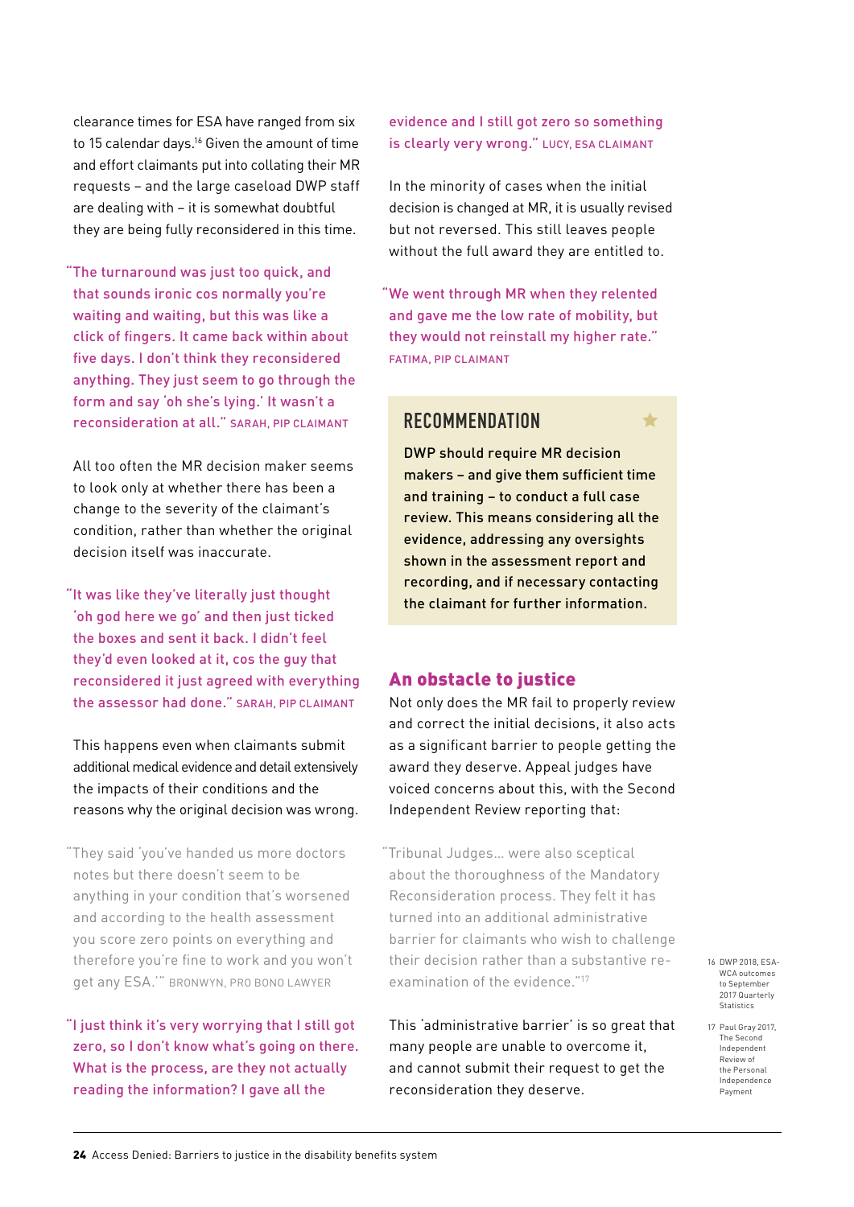clearance times for ESA have ranged from six to 15 calendar days.[16] Given the amount of time and effort claimants put into collating their MR requests – and the large caseload DWP staff are dealing with – it is somewhat doubtful they are being fully reconsidered in this time.

"The turnaround was just too quick, and that sounds ironic cos normally you're waiting and waiting, but this was like a click of fingers. It came back within about five days. I don't think they reconsidered anything. They just seem to go through the form and say 'oh she's lying.' It wasn't a reconsideration at all." SARAH, PIP CLAIMANT

All too often the MR decision maker seems to look only at whether there has been a change to the severity of the claimant's condition, rather than whether the original decision itself was inaccurate.

"It was like they've literally just thought 'oh god here we go' and then just ticked the boxes and sent it back. I didn't feel they'd even looked at it, cos the guy that reconsidered it just agreed with everything the assessor had done." SARAH, PIP CLAIMANT

This happens even when claimants submit additional medical evidence and detail extensively the impacts of their conditions and the reasons why the original decision was wrong.

"They said 'you've handed us more doctors notes but there doesn't seem to be anything in your condition that's worsened and according to the health assessment you score zero points on everything and therefore you're fine to work and you won't get any ESA.'" BRONWYN, PRO BONO LAWYER

"I just think it's very worrying that I still got zero, so I don't know what's going on there. What is the process, are they not actually reading the information? I gave all the evidence and I still got zero so something is clearly very wrong." LUCY, ESA CLAIMANT

In the minority of cases when the initial decision is changed at MR, it is usually revised but not reversed. This still leaves people without the full award they are entitled to.

"We went through MR when they relented and gave me the low rate of mobility, but they would not reinstall my higher rate." FATIMA, PIP CLAIMANT

### RECOMMENDATION

**DWP should require MR decision makers – and give them sufficient time and training – to conduct a full case review. This means considering all the evidence, addressing any oversights shown in the assessment report and recording, and if necessary contacting the claimant for further information.**

## An obstacle to justice

Not only does the MR fail to properly review and correct the initial decisions, it also acts as a significant barrier to people getting the award they deserve. Appeal judges have voiced concerns about this, with the Second Independent Review reporting that:

"Tribunal Judges... were also sceptical about the thoroughness of the Mandatory Reconsideration process. They felt it has turned into an additional administrative barrier for claimants who wish to challenge their decision rather than a substantive re-examination of the evidence."[17]

This 'administrative barrier' is so great that many people are unable to overcome it, and cannot submit their request to get the reconsideration they deserve.

16 DWP 2018, ESA-WCA outcomes to September 2017 Quarterly Statistics

17 Paul Gray 2017, The Second Independent Review of the Personal Independence Payment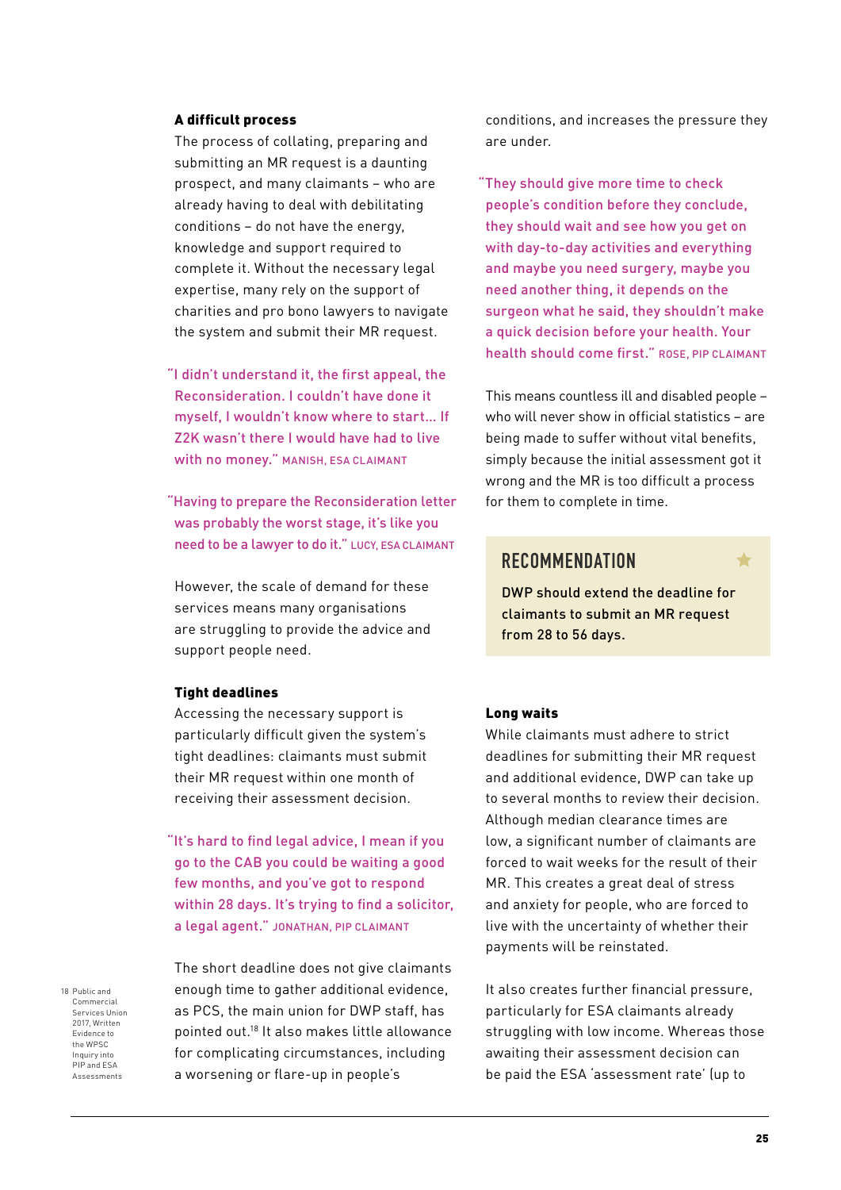### A difficult process

The process of collating, preparing and submitting an MR request is a daunting prospect, and many claimants – who are already having to deal with debilitating conditions – do not have the energy, knowledge and support required to complete it. Without the necessary legal expertise, many rely on the support of charities and pro bono lawyers to navigate the system and submit their MR request.

> "I didn't understand it, the first appeal, the Reconsideration. I couldn't have done it myself, I wouldn't know where to start... If Z2K wasn't there I would have had to live with no money." MANISH, ESA CLAIMANT

> "Having to prepare the Reconsideration letter was probably the worst stage, it's like you need to be a lawyer to do it." LUCY, ESA CLAIMANT

However, the scale of demand for these services means many organisations are struggling to provide the advice and support people need.

### Tight deadlines

Accessing the necessary support is particularly difficult given the system's tight deadlines: claimants must submit their MR request within one month of receiving their assessment decision.

> "It's hard to find legal advice, I mean if you go to the CAB you could be waiting a good few months, and you've got to respond within 28 days. It's trying to find a solicitor, a legal agent." JONATHAN, PIP CLAIMANT

The short deadline does not give claimants enough time to gather additional evidence, as PCS, the main union for DWP staff, has pointed out.[18] It also makes little allowance for complicating circumstances, including a worsening or flare-up in people's conditions, and increases the pressure they are under.

> "They should give more time to check people's condition before they conclude, they should wait and see how you get on with day-to-day activities and everything and maybe you need surgery, maybe you need another thing, it depends on the surgeon what he said, they shouldn't make a quick decision before your health. Your health should come first." ROSE, PIP CLAIMANT

This means countless ill and disabled people – who will never show in official statistics – are being made to suffer without vital benefits, simply because the initial assessment got it wrong and the MR is too difficult a process for them to complete in time.

> **RECOMMENDATION**
>
> **DWP should extend the deadline for claimants to submit an MR request from 28 to 56 days.**

### Long waits

While claimants must adhere to strict deadlines for submitting their MR request and additional evidence, DWP can take up to several months to review their decision. Although median clearance times are low, a significant number of claimants are forced to wait weeks for the result of their MR. This creates a great deal of stress and anxiety for people, who are forced to live with the uncertainty of whether their payments will be reinstated.

It also creates further financial pressure, particularly for ESA claimants already struggling with low income. Whereas those awaiting their assessment decision can be paid the ESA 'assessment rate' (up to

18 Public and Commercial Services Union 2017, Written Evidence to the WPSC Inquiry into PIP and ESA Assessments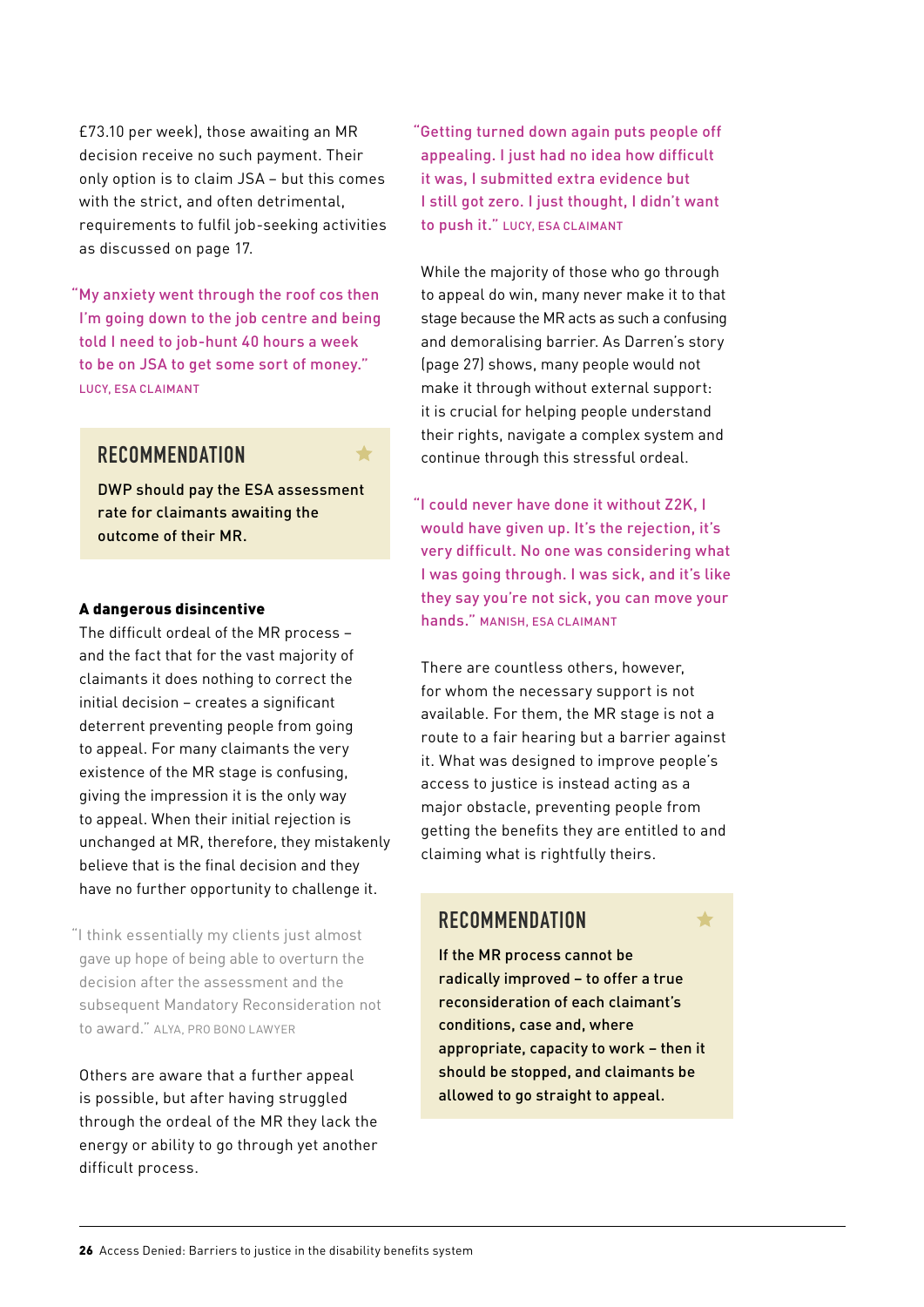£73.10 per week), those awaiting an MR decision receive no such payment. Their only option is to claim JSA – but this comes with the strict, and often detrimental, requirements to fulfil job-seeking activities as discussed on page 17.

"My anxiety went through the roof cos then I'm going down to the job centre and being told I need to job-hunt 40 hours a week to be on JSA to get some sort of money." LUCY, ESA CLAIMANT

> **RECOMMENDATION**
>
> **DWP should pay the ESA assessment rate for claimants awaiting the outcome of their MR.**

### A dangerous disincentive

The difficult ordeal of the MR process – and the fact that for the vast majority of claimants it does nothing to correct the initial decision – creates a significant deterrent preventing people from going to appeal. For many claimants the very existence of the MR stage is confusing, giving the impression it is the only way to appeal. When their initial rejection is unchanged at MR, therefore, they mistakenly believe that is the final decision and they have no further opportunity to challenge it.

"I think essentially my clients just almost gave up hope of being able to overturn the decision after the assessment and the subsequent Mandatory Reconsideration not to award." ALYA, PRO BONO LAWYER

Others are aware that a further appeal is possible, but after having struggled through the ordeal of the MR they lack the energy or ability to go through yet another difficult process.

"Getting turned down again puts people off appealing. I just had no idea how difficult it was, I submitted extra evidence but I still got zero. I just thought, I didn't want to push it." LUCY, ESA CLAIMANT

While the majority of those who go through to appeal do win, many never make it to that stage because the MR acts as such a confusing and demoralising barrier. As Darren's story (page 27) shows, many people would not make it through without external support: it is crucial for helping people understand their rights, navigate a complex system and continue through this stressful ordeal.

"I could never have done it without Z2K, I would have given up. It's the rejection, it's very difficult. No one was considering what I was going through. I was sick, and it's like they say you're not sick, you can move your hands." MANISH, ESA CLAIMANT

There are countless others, however, for whom the necessary support is not available. For them, the MR stage is not a route to a fair hearing but a barrier against it. What was designed to improve people's access to justice is instead acting as a major obstacle, preventing people from getting the benefits they are entitled to and claiming what is rightfully theirs.

> **RECOMMENDATION**
>
> **If the MR process cannot be radically improved – to offer a true reconsideration of each claimant's conditions, case and, where appropriate, capacity to work – then it should be stopped, and claimants be allowed to go straight to appeal.**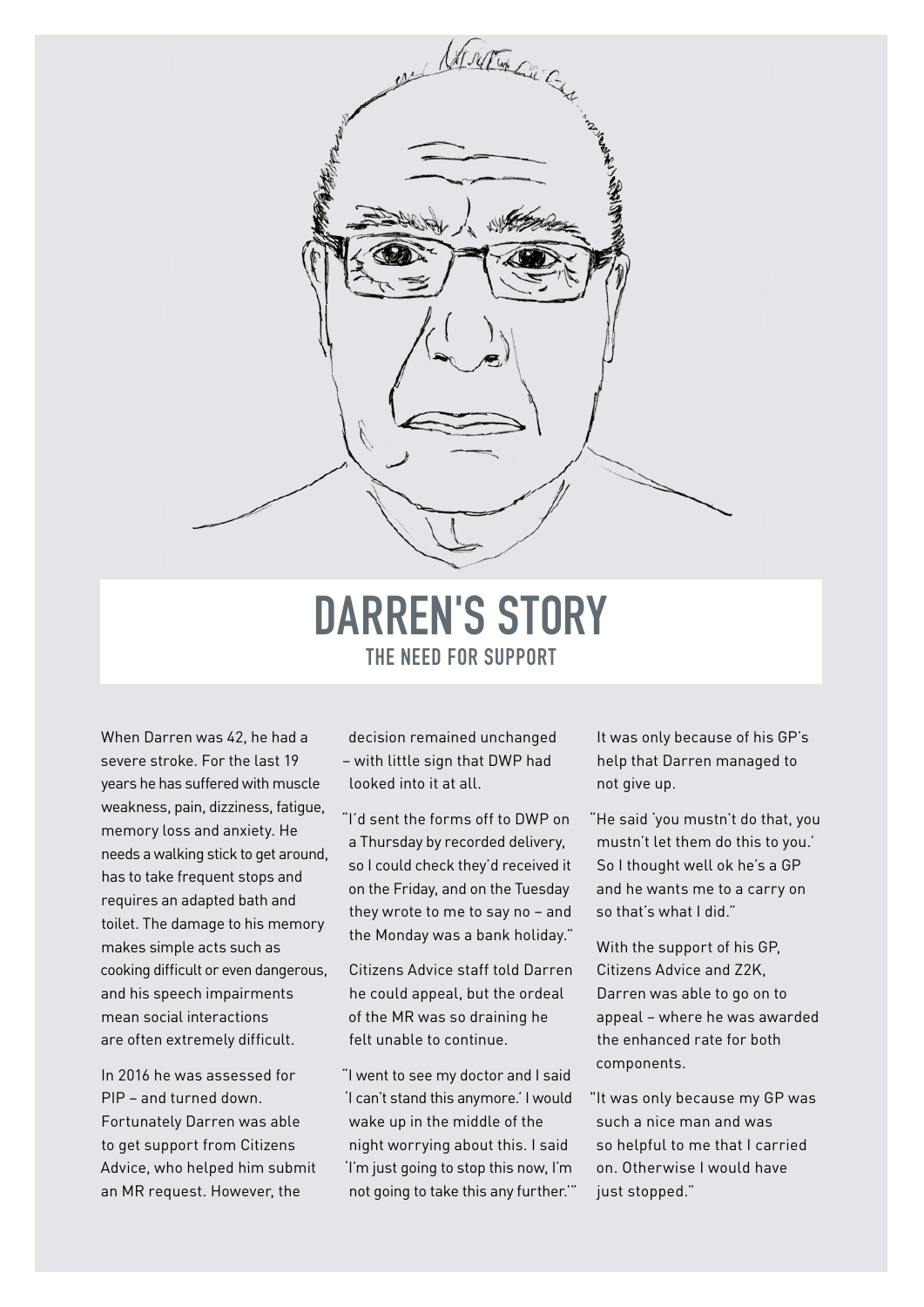# DARREN'S STORY

## THE NEED FOR SUPPORT

When Darren was 42, he had a severe stroke. For the last 19 years he has suffered with muscle weakness, pain, dizziness, fatigue, memory loss and anxiety. He needs a walking stick to get around, has to take frequent stops and requires an adapted bath and toilet. The damage to his memory makes simple acts such as cooking difficult or even dangerous, and his speech impairments mean social interactions are often extremely difficult.

In 2016 he was assessed for PIP – and turned down. Fortunately Darren was able to get support from Citizens Advice, who helped him submit an MR request. However, the decision remained unchanged – with little sign that DWP had looked into it at all.

"I'd sent the forms off to DWP on a Thursday by recorded delivery, so I could check they'd received it on the Friday, and on the Tuesday they wrote to me to say no – and the Monday was a bank holiday."

Citizens Advice staff told Darren he could appeal, but the ordeal of the MR was so draining he felt unable to continue.

"I went to see my doctor and I said 'I can't stand this anymore.' I would wake up in the middle of the night worrying about this. I said 'I'm just going to stop this now, I'm not going to take this any further.'"

It was only because of his GP's help that Darren managed to not give up.

"He said 'you mustn't do that, you mustn't let them do this to you.' So I thought well ok he's a GP and he wants me to a carry on so that's what I did."

With the support of his GP, Citizens Advice and Z2K, Darren was able to go on to appeal – where he was awarded the enhanced rate for both components.

"It was only because my GP was such a nice man and was so helpful to me that I carried on. Otherwise I would have just stopped."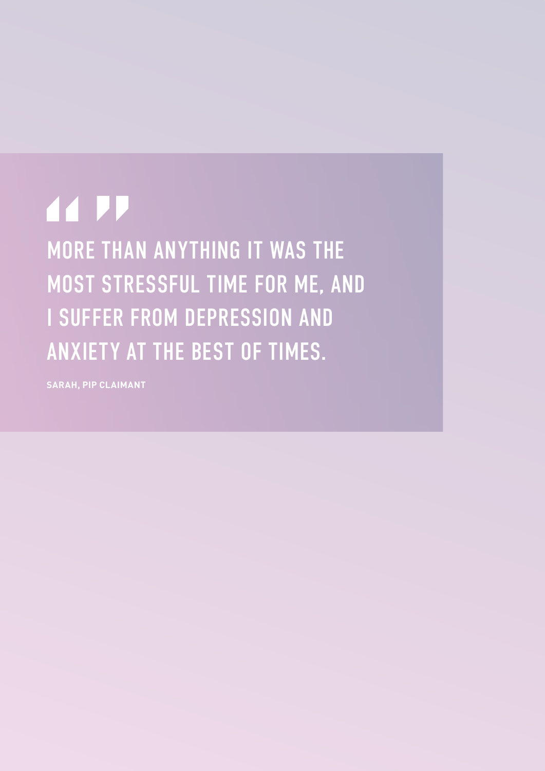> MORE THAN ANYTHING IT WAS THE MOST STRESSFUL TIME FOR ME, AND I SUFFER FROM DEPRESSION AND ANXIETY AT THE BEST OF TIMES.

**SARAH, PIP CLAIMANT**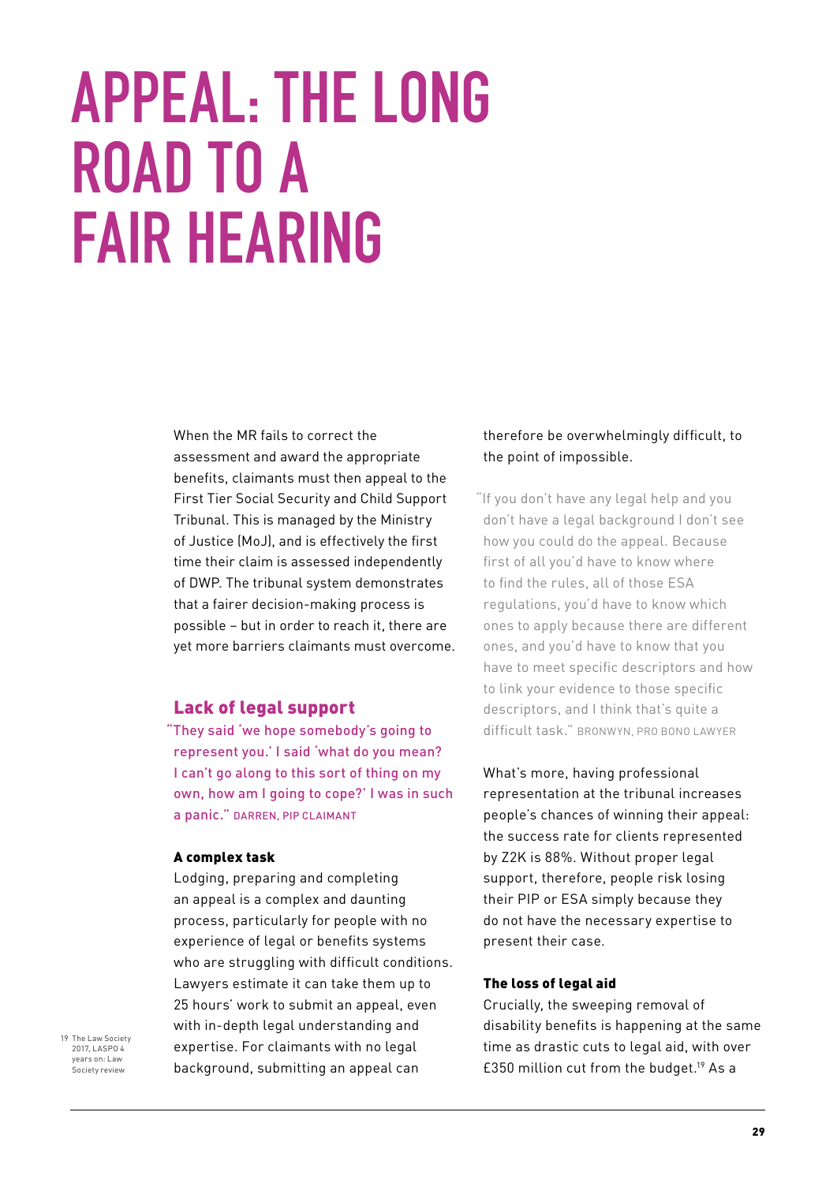# APPEAL: THE LONG ROAD TO A FAIR HEARING

When the MR fails to correct the assessment and award the appropriate benefits, claimants must then appeal to the First Tier Social Security and Child Support Tribunal. This is managed by the Ministry of Justice (MoJ), and is effectively the first time their claim is assessed independently of DWP. The tribunal system demonstrates that a fairer decision-making process is possible – but in order to reach it, there are yet more barriers claimants must overcome.

## Lack of legal support

"They said 'we hope somebody's going to represent you.' I said 'what do you mean? I can't go along to this sort of thing on my own, how am I going to cope?' I was in such a panic." DARREN, PIP CLAIMANT

### A complex task

Lodging, preparing and completing an appeal is a complex and daunting process, particularly for people with no experience of legal or benefits systems who are struggling with difficult conditions. Lawyers estimate it can take them up to 25 hours' work to submit an appeal, even with in-depth legal understanding and expertise. For claimants with no legal background, submitting an appeal can therefore be overwhelmingly difficult, to the point of impossible.

"If you don't have any legal help and you don't have a legal background I don't see how you could do the appeal. Because first of all you'd have to know where to find the rules, all of those ESA regulations, you'd have to know which ones to apply because there are different ones, and you'd have to know that you have to meet specific descriptors and how to link your evidence to those specific descriptors, and I think that's quite a difficult task." BRONWYN, PRO BONO LAWYER

What's more, having professional representation at the tribunal increases people's chances of winning their appeal: the success rate for clients represented by Z2K is 88%. Without proper legal support, therefore, people risk losing their PIP or ESA simply because they do not have the necessary expertise to present their case.

### The loss of legal aid

Crucially, the sweeping removal of disability benefits is happening at the same time as drastic cuts to legal aid, with over £350 million cut from the budget.[19] As a

19 The Law Society 2017, LASPO 4 years on: Law Society review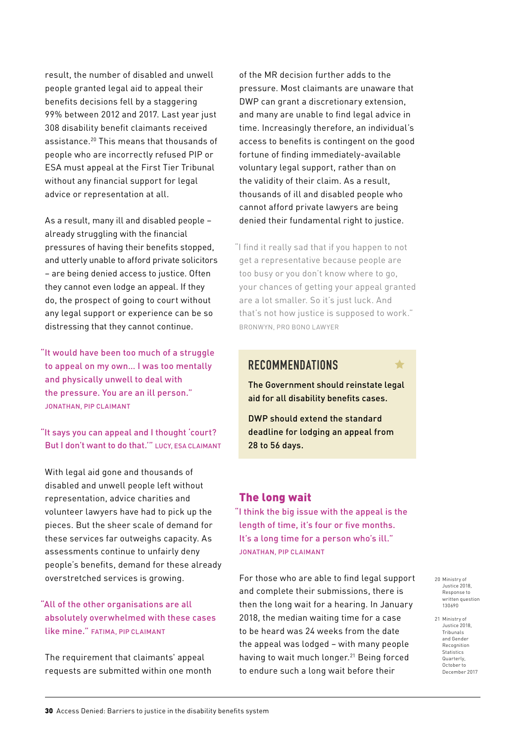result, the number of disabled and unwell people granted legal aid to appeal their benefits decisions fell by a staggering 99% between 2012 and 2017. Last year just 308 disability benefit claimants received assistance.[20] This means that thousands of people who are incorrectly refused PIP or ESA must appeal at the First Tier Tribunal without any financial support for legal advice or representation at all.

As a result, many ill and disabled people – already struggling with the financial pressures of having their benefits stopped, and utterly unable to afford private solicitors – are being denied access to justice. Often they cannot even lodge an appeal. If they do, the prospect of going to court without any legal support or experience can be so distressing that they cannot continue.

> "It would have been too much of a struggle to appeal on my own… I was too mentally and physically unwell to deal with the pressure. You are an ill person."
> JONATHAN, PIP CLAIMANT

> "It says you can appeal and I thought 'court? But I don't want to do that.'" LUCY, ESA CLAIMANT

With legal aid gone and thousands of disabled and unwell people left without representation, advice charities and volunteer lawyers have had to pick up the pieces. But the sheer scale of demand for these services far outweighs capacity. As assessments continue to unfairly deny people's benefits, demand for these already overstretched services is growing.

> "All of the other organisations are all absolutely overwhelmed with these cases like mine." FATIMA, PIP CLAIMANT

The requirement that claimants' appeal requests are submitted within one month of the MR decision further adds to the pressure. Most claimants are unaware that DWP can grant a discretionary extension, and many are unable to find legal advice in time. Increasingly therefore, an individual's access to benefits is contingent on the good fortune of finding immediately-available voluntary legal support, rather than on the validity of their claim. As a result, thousands of ill and disabled people who cannot afford private lawyers are being denied their fundamental right to justice.

> "I find it really sad that if you happen to not get a representative because people are too busy or you don't know where to go, your chances of getting your appeal granted are a lot smaller. So it's just luck. And that's not how justice is supposed to work."
> BRONWYN, PRO BONO LAWYER

## RECOMMENDATIONS

The Government should reinstate legal aid for all disability benefits cases.

DWP should extend the standard deadline for lodging an appeal from 28 to 56 days.

## The long wait

> "I think the big issue with the appeal is the length of time, it's four or five months. It's a long time for a person who's ill."
> JONATHAN, PIP CLAIMANT

For those who are able to find legal support and complete their submissions, there is then the long wait for a hearing. In January 2018, the median waiting time for a case to be heard was 24 weeks from the date the appeal was lodged – with many people having to wait much longer.[21] Being forced to endure such a long wait before their

20 Ministry of Justice 2018, Response to written question 130690

21 Ministry of Justice 2018, Tribunals and Gender Recognition Statistics Quarterly, October to December 2017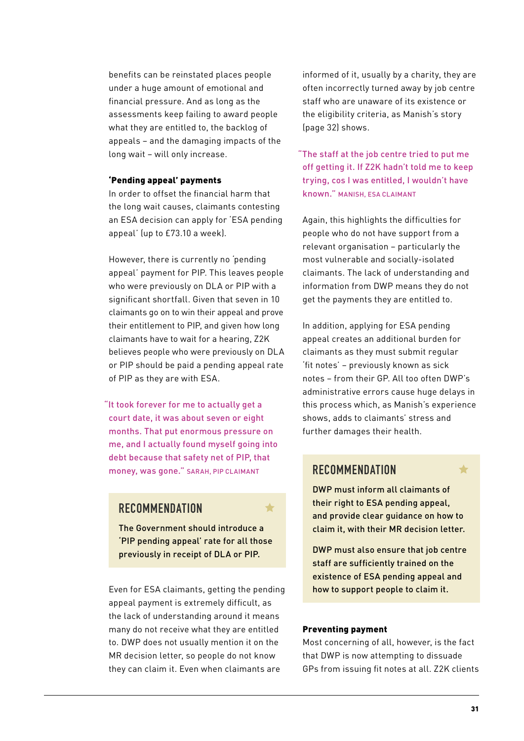benefits can be reinstated places people under a huge amount of emotional and financial pressure. And as long as the assessments keep failing to award people what they are entitled to, the backlog of appeals – and the damaging impacts of the long wait – will only increase.

**'Pending appeal' payments**

In order to offset the financial harm that the long wait causes, claimants contesting an ESA decision can apply for 'ESA pending appeal' (up to £73.10 a week).

However, there is currently no 'pending appeal' payment for PIP. This leaves people who were previously on DLA or PIP with a significant shortfall. Given that seven in 10 claimants go on to win their appeal and prove their entitlement to PIP, and given how long claimants have to wait for a hearing, Z2K believes people who were previously on DLA or PIP should be paid a pending appeal rate of PIP as they are with ESA.

> "It took forever for me to actually get a court date, it was about seven or eight months. That put enormous pressure on me, and I actually found myself going into debt because that safety net of PIP, that money, was gone." SARAH, PIP CLAIMANT

> **RECOMMENDATION**
>
> The Government should introduce a 'PIP pending appeal' rate for all those previously in receipt of DLA or PIP.

Even for ESA claimants, getting the pending appeal payment is extremely difficult, as the lack of understanding around it means many do not receive what they are entitled to. DWP does not usually mention it on the MR decision letter, so people do not know they can claim it. Even when claimants are informed of it, usually by a charity, they are often incorrectly turned away by job centre staff who are unaware of its existence or the eligibility criteria, as Manish's story (page 32) shows.

> "The staff at the job centre tried to put me off getting it. If Z2K hadn't told me to keep trying, cos I was entitled, I wouldn't have known." MANISH, ESA CLAIMANT

Again, this highlights the difficulties for people who do not have support from a relevant organisation – particularly the most vulnerable and socially-isolated claimants. The lack of understanding and information from DWP means they do not get the payments they are entitled to.

In addition, applying for ESA pending appeal creates an additional burden for claimants as they must submit regular 'fit notes' – previously known as sick notes – from their GP. All too often DWP's administrative errors cause huge delays in this process which, as Manish's experience shows, adds to claimants' stress and further damages their health.

> **RECOMMENDATION**
>
> DWP must inform all claimants of their right to ESA pending appeal, and provide clear guidance on how to claim it, with their MR decision letter.
>
> DWP must also ensure that job centre staff are sufficiently trained on the existence of ESA pending appeal and how to support people to claim it.

**Preventing payment**

Most concerning of all, however, is the fact that DWP is now attempting to dissuade GPs from issuing fit notes at all. Z2K clients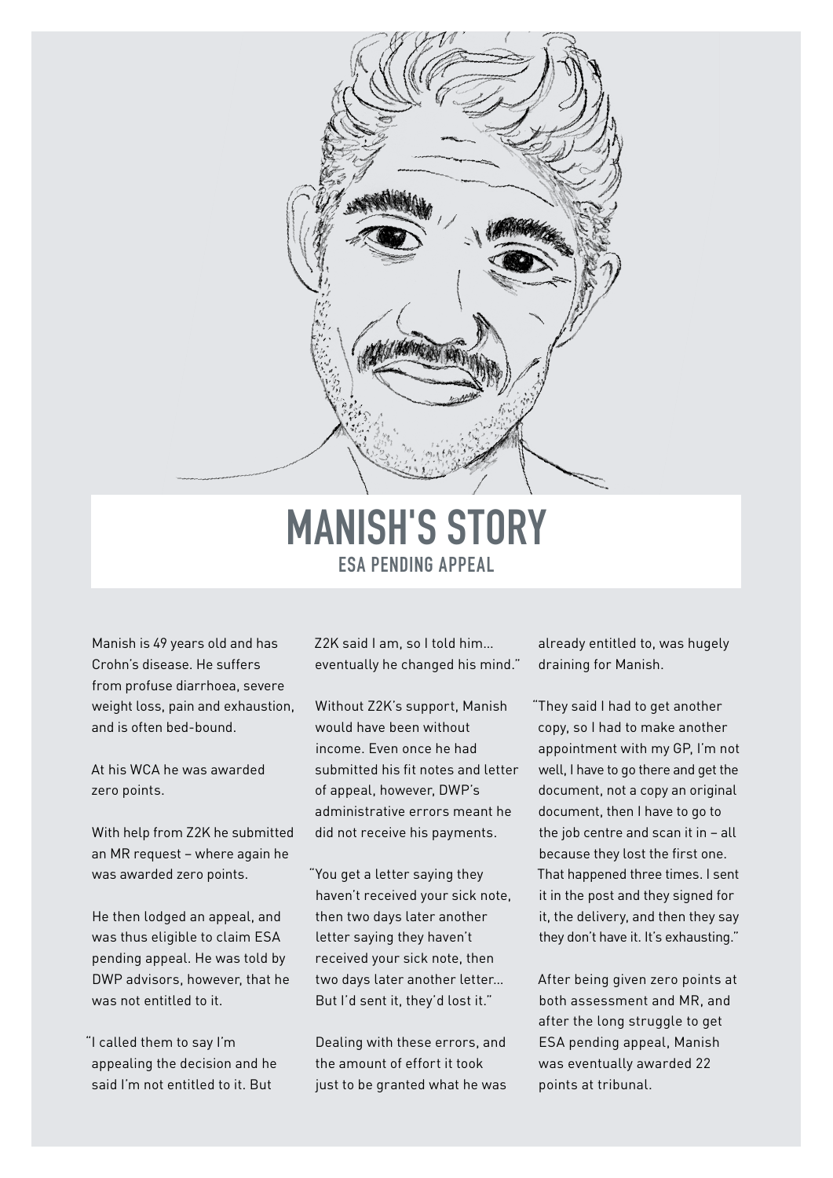# MANISH'S STORY

## ESA PENDING APPEAL

Manish is 49 years old and has Crohn's disease. He suffers from profuse diarrhoea, severe weight loss, pain and exhaustion, and is often bed-bound.

At his WCA he was awarded zero points.

With help from Z2K he submitted an MR request – where again he was awarded zero points.

He then lodged an appeal, and was thus eligible to claim ESA pending appeal. He was told by DWP advisors, however, that he was not entitled to it.

"I called them to say I'm appealing the decision and he said I'm not entitled to it. But Z2K said I am, so I told him... eventually he changed his mind."

Without Z2K's support, Manish would have been without income. Even once he had submitted his fit notes and letter of appeal, however, DWP's administrative errors meant he did not receive his payments.

"You get a letter saying they haven't received your sick note, then two days later another letter saying they haven't received your sick note, then two days later another letter... But I'd sent it, they'd lost it."

Dealing with these errors, and the amount of effort it took just to be granted what he was already entitled to, was hugely draining for Manish.

"They said I had to get another copy, so I had to make another appointment with my GP, I'm not well, I have to go there and get the document, not a copy an original document, then I have to go to the job centre and scan it in – all because they lost the first one. That happened three times. I sent it in the post and they signed for it, the delivery, and then they say they don't have it. It's exhausting."

After being given zero points at both assessment and MR, and after the long struggle to get ESA pending appeal, Manish was eventually awarded 22 points at tribunal.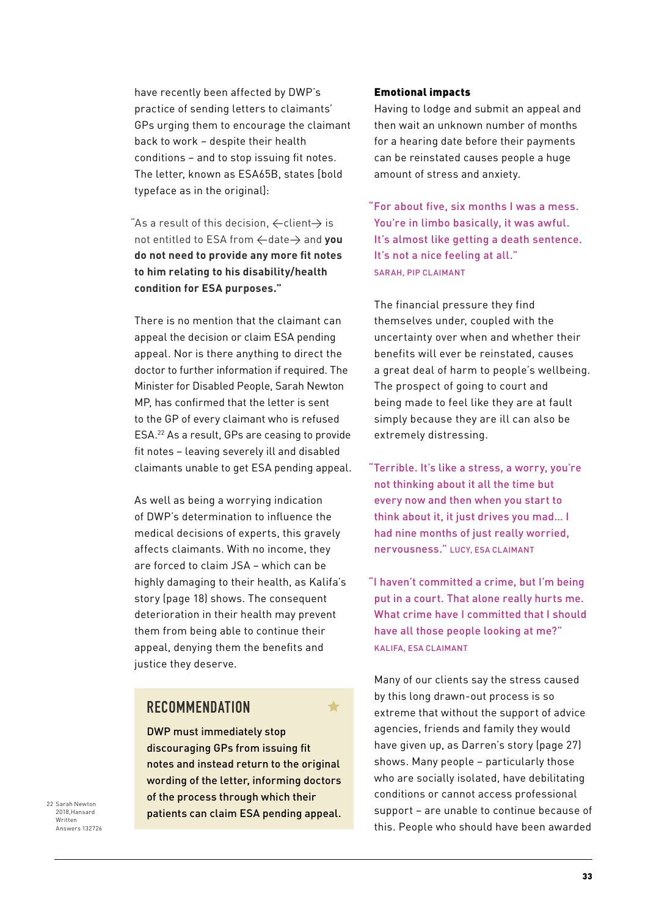have recently been affected by DWP's practice of sending letters to claimants' GPs urging them to encourage the claimant back to work – despite their health conditions – and to stop issuing fit notes. The letter, known as ESA65B, states [bold typeface as in the original]:

"As a result of this decision, ←client→ is not entitled to ESA from ←date→ and **you do not need to provide any more fit notes to him relating to his disability/health condition for ESA purposes."**

There is no mention that the claimant can appeal the decision or claim ESA pending appeal. Nor is there anything to direct the doctor to further information if required. The Minister for Disabled People, Sarah Newton MP, has confirmed that the letter is sent to the GP of every claimant who is refused ESA.[22] As a result, GPs are ceasing to provide fit notes – leaving severely ill and disabled claimants unable to get ESA pending appeal.

As well as being a worrying indication of DWP's determination to influence the medical decisions of experts, this gravely affects claimants. With no income, they are forced to claim JSA – which can be highly damaging to their health, as Kalifa's story (page 18) shows. The consequent deterioration in their health may prevent them from being able to continue their appeal, denying them the benefits and justice they deserve.

## RECOMMENDATION

DWP must immediately stop discouraging GPs from issuing fit notes and instead return to the original wording of the letter, informing doctors of the process through which their patients can claim ESA pending appeal.

22 Sarah Newton 2018,Hansard Written Answers 132726

### Emotional impacts

Having to lodge and submit an appeal and then wait an unknown number of months for a hearing date before their payments can be reinstated causes people a huge amount of stress and anxiety.

"For about five, six months I was a mess. You're in limbo basically, it was awful. It's almost like getting a death sentence. It's not a nice feeling at all."
SARAH, PIP CLAIMANT

The financial pressure they find themselves under, coupled with the uncertainty over when and whether their benefits will ever be reinstated, causes a great deal of harm to people's wellbeing. The prospect of going to court and being made to feel like they are at fault simply because they are ill can also be extremely distressing.

"Terrible. It's like a stress, a worry, you're not thinking about it all the time but every now and then when you start to think about it, it just drives you mad… I had nine months of just really worried, nervousness." LUCY, ESA CLAIMANT

"I haven't committed a crime, but I'm being put in a court. That alone really hurts me. What crime have I committed that I should have all those people looking at me?"
KALIFA, ESA CLAIMANT

Many of our clients say the stress caused by this long drawn-out process is so extreme that without the support of advice agencies, friends and family they would have given up, as Darren's story (page 27) shows. Many people – particularly those who are socially isolated, have debilitating conditions or cannot access professional support – are unable to continue because of this. People who should have been awarded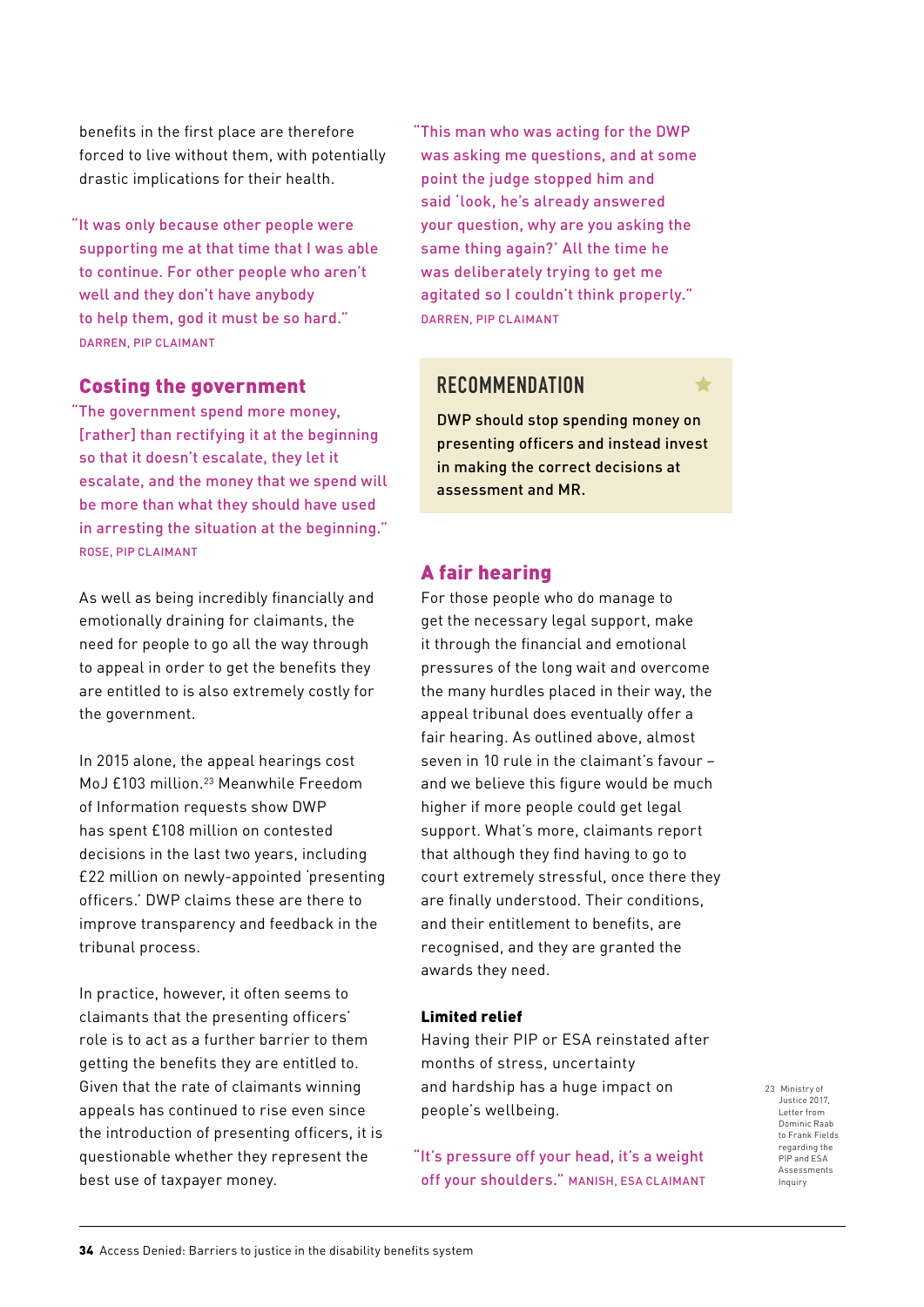benefits in the first place are therefore forced to live without them, with potentially drastic implications for their health.

> "It was only because other people were supporting me at that time that I was able to continue. For other people who aren't well and they don't have anybody to help them, god it must be so hard."
> DARREN, PIP CLAIMANT

## Costing the government

> "The government spend more money, [rather] than rectifying it at the beginning so that it doesn't escalate, they let it escalate, and the money that we spend will be more than what they should have used in arresting the situation at the beginning."
> ROSE, PIP CLAIMANT

As well as being incredibly financially and emotionally draining for claimants, the need for people to go all the way through to appeal in order to get the benefits they are entitled to is also extremely costly for the government.

In 2015 alone, the appeal hearings cost MoJ £103 million.[23] Meanwhile Freedom of Information requests show DWP has spent £108 million on contested decisions in the last two years, including £22 million on newly-appointed 'presenting officers.' DWP claims these are there to improve transparency and feedback in the tribunal process.

In practice, however, it often seems to claimants that the presenting officers' role is to act as a further barrier to them getting the benefits they are entitled to. Given that the rate of claimants winning appeals has continued to rise even since the introduction of presenting officers, it is questionable whether they represent the best use of taxpayer money.

> "This man who was acting for the DWP was asking me questions, and at some point the judge stopped him and said 'look, he's already answered your question, why are you asking the same thing again?' All the time he was deliberately trying to get me agitated so I couldn't think properly."
> DARREN, PIP CLAIMANT

### RECOMMENDATION

DWP should stop spending money on presenting officers and instead invest in making the correct decisions at assessment and MR.

## A fair hearing

For those people who do manage to get the necessary legal support, make it through the financial and emotional pressures of the long wait and overcome the many hurdles placed in their way, the appeal tribunal does eventually offer a fair hearing. As outlined above, almost seven in 10 rule in the claimant's favour – and we believe this figure would be much higher if more people could get legal support. What's more, claimants report that although they find having to go to court extremely stressful, once there they are finally understood. Their conditions, and their entitlement to benefits, are recognised, and they are granted the awards they need.

### Limited relief

Having their PIP or ESA reinstated after months of stress, uncertainty and hardship has a huge impact on people's wellbeing.

> "It's pressure off your head, it's a weight off your shoulders." MANISH, ESA CLAIMANT

[23] Ministry of Justice 2017, Letter from Dominic Raab to Frank Fields regarding the PIP and ESA Assessments Inquiry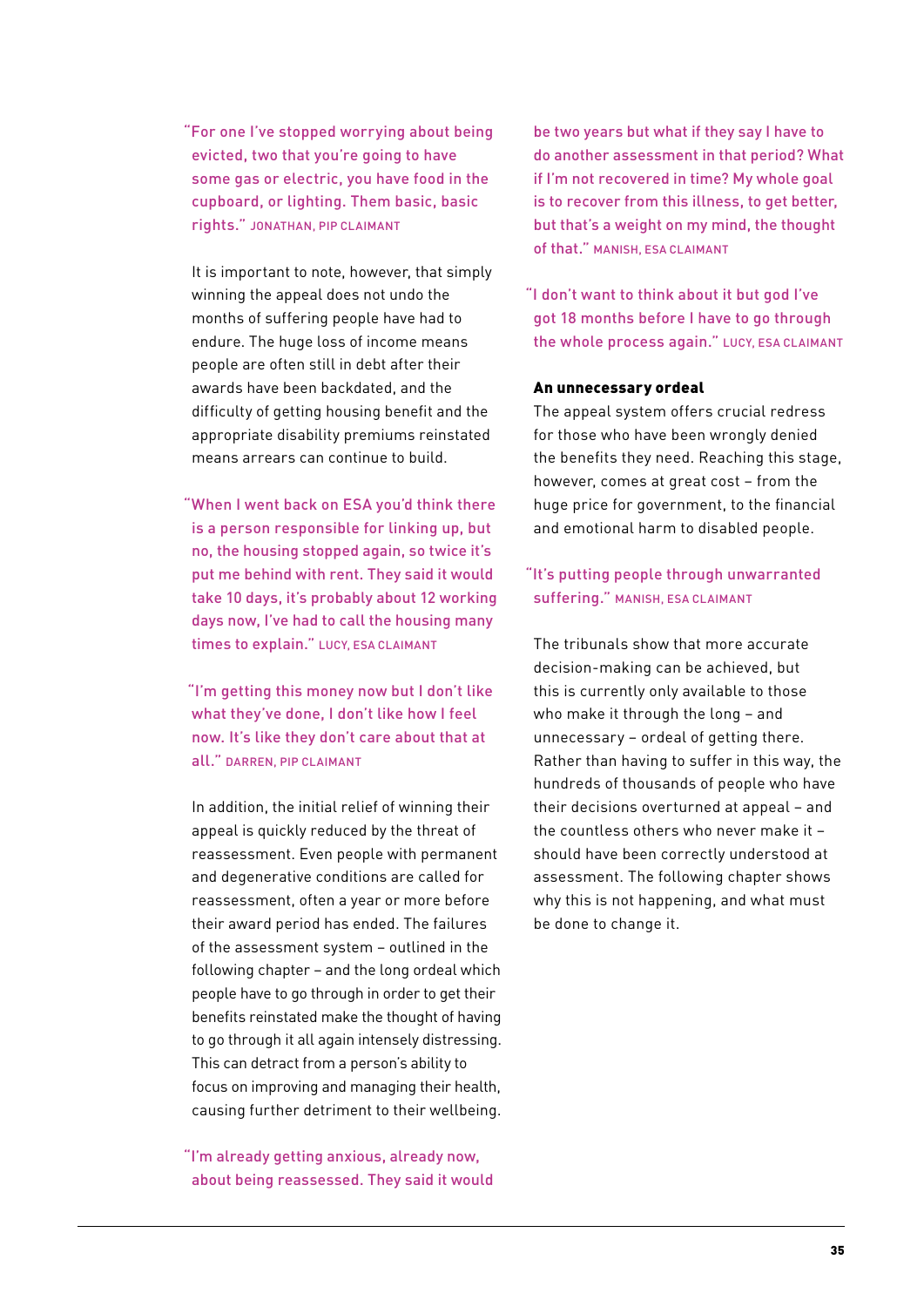"For one I've stopped worrying about being evicted, two that you're going to have some gas or electric, you have food in the cupboard, or lighting. Them basic, basic rights." JONATHAN, PIP CLAIMANT

It is important to note, however, that simply winning the appeal does not undo the months of suffering people have had to endure. The huge loss of income means people are often still in debt after their awards have been backdated, and the difficulty of getting housing benefit and the appropriate disability premiums reinstated means arrears can continue to build.

"When I went back on ESA you'd think there is a person responsible for linking up, but no, the housing stopped again, so twice it's put me behind with rent. They said it would take 10 days, it's probably about 12 working days now, I've had to call the housing many times to explain." LUCY, ESA CLAIMANT

"I'm getting this money now but I don't like what they've done, I don't like how I feel now. It's like they don't care about that at all." DARREN, PIP CLAIMANT

In addition, the initial relief of winning their appeal is quickly reduced by the threat of reassessment. Even people with permanent and degenerative conditions are called for reassessment, often a year or more before their award period has ended. The failures of the assessment system – outlined in the following chapter – and the long ordeal which people have to go through in order to get their benefits reinstated make the thought of having to go through it all again intensely distressing. This can detract from a person's ability to focus on improving and managing their health, causing further detriment to their wellbeing.

"I'm already getting anxious, already now, about being reassessed. They said it would be two years but what if they say I have to do another assessment in that period? What if I'm not recovered in time? My whole goal is to recover from this illness, to get better, but that's a weight on my mind, the thought of that." MANISH, ESA CLAIMANT

"I don't want to think about it but god I've got 18 months before I have to go through the whole process again." LUCY, ESA CLAIMANT

**An unnecessary ordeal**

The appeal system offers crucial redress for those who have been wrongly denied the benefits they need. Reaching this stage, however, comes at great cost – from the huge price for government, to the financial and emotional harm to disabled people.

"It's putting people through unwarranted suffering." MANISH, ESA CLAIMANT

The tribunals show that more accurate decision-making can be achieved, but this is currently only available to those who make it through the long – and unnecessary – ordeal of getting there. Rather than having to suffer in this way, the hundreds of thousands of people who have their decisions overturned at appeal – and the countless others who never make it – should have been correctly understood at assessment. The following chapter shows why this is not happening, and what must be done to change it.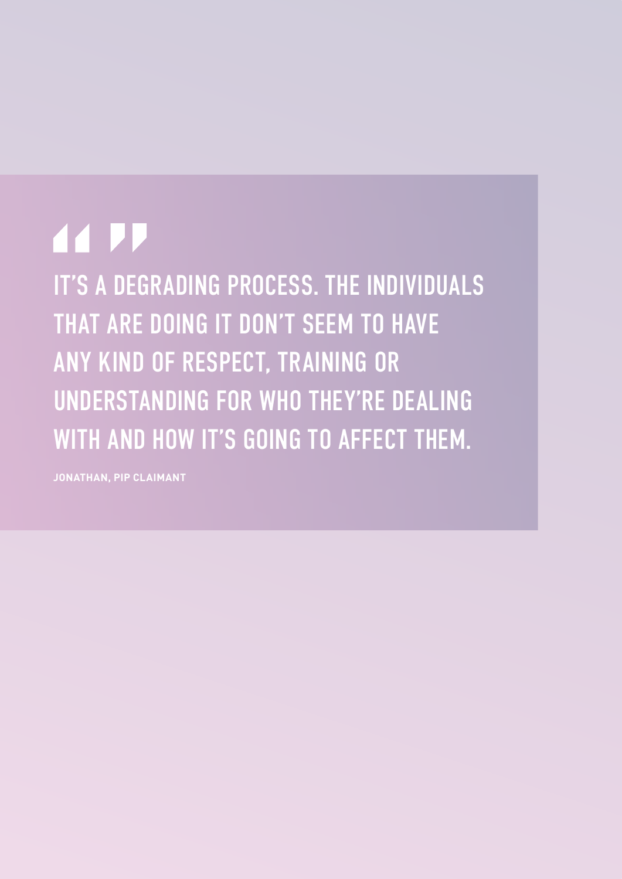> IT'S A DEGRADING PROCESS. THE INDIVIDUALS THAT ARE DOING IT DON'T SEEM TO HAVE ANY KIND OF RESPECT, TRAINING OR UNDERSTANDING FOR WHO THEY'RE DEALING WITH AND HOW IT'S GOING TO AFFECT THEM.
>
> **JONATHAN, PIP CLAIMANT**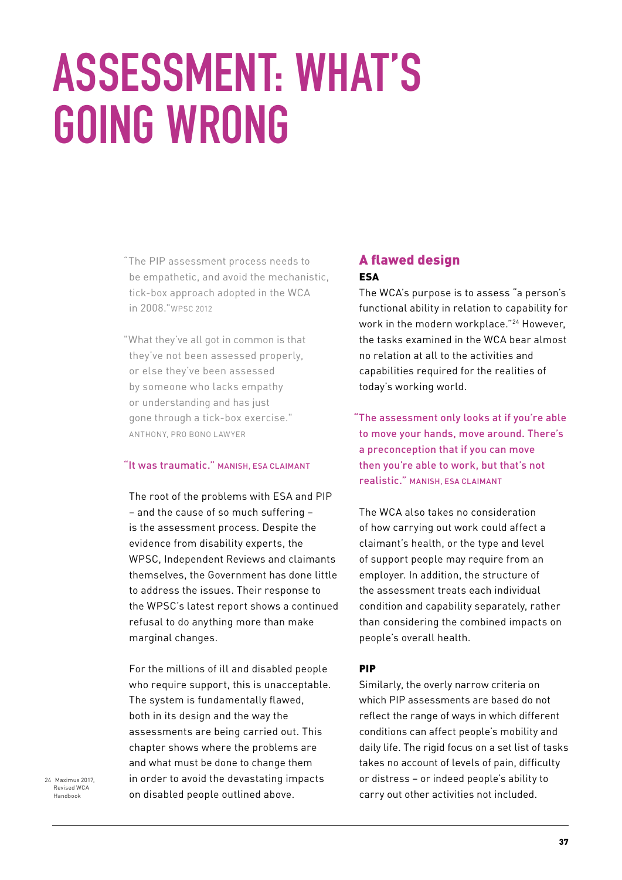# ASSESSMENT: WHAT'S GOING WRONG

"The PIP assessment process needs to be empathetic, and avoid the mechanistic, tick-box approach adopted in the WCA in 2008." WPSC 2012

"What they've all got in common is that they've not been assessed properly, or else they've been assessed by someone who lacks empathy or understanding and has just gone through a tick-box exercise." ANTHONY, PRO BONO LAWYER

"It was traumatic." MANISH, ESA CLAIMANT

The root of the problems with ESA and PIP – and the cause of so much suffering – is the assessment process. Despite the evidence from disability experts, the WPSC, Independent Reviews and claimants themselves, the Government has done little to address the issues. Their response to the WPSC's latest report shows a continued refusal to do anything more than make marginal changes.

For the millions of ill and disabled people who require support, this is unacceptable. The system is fundamentally flawed, both in its design and the way the assessments are being carried out. This chapter shows where the problems are and what must be done to change them in order to avoid the devastating impacts on disabled people outlined above.

## A flawed design

### ESA

The WCA's purpose is to assess "a person's functional ability in relation to capability for work in the modern workplace."[24] However, the tasks examined in the WCA bear almost no relation at all to the activities and capabilities required for the realities of today's working world.

"The assessment only looks at if you're able to move your hands, move around. There's a preconception that if you can move then you're able to work, but that's not realistic." MANISH, ESA CLAIMANT

The WCA also takes no consideration of how carrying out work could affect a claimant's health, or the type and level of support people may require from an employer. In addition, the structure of the assessment treats each individual condition and capability separately, rather than considering the combined impacts on people's overall health.

### PIP

Similarly, the overly narrow criteria on which PIP assessments are based do not reflect the range of ways in which different conditions can affect people's mobility and daily life. The rigid focus on a set list of tasks takes no account of levels of pain, difficulty or distress – or indeed people's ability to carry out other activities not included.

24 Maximus 2017, Revised WCA Handbook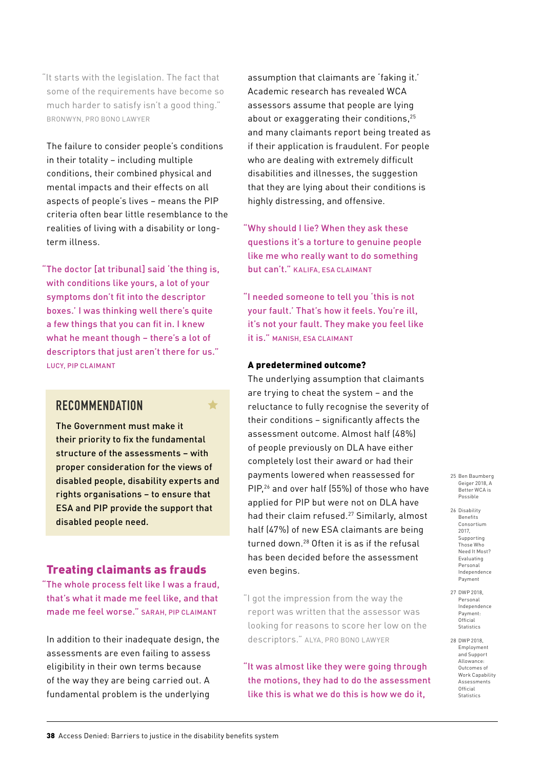"It starts with the legislation. The fact that some of the requirements have become so much harder to satisfy isn't a good thing." BRONWYN, PRO BONO LAWYER

The failure to consider people's conditions in their totality – including multiple conditions, their combined physical and mental impacts and their effects on all aspects of people's lives – means the PIP criteria often bear little resemblance to the realities of living with a disability or long-term illness.

"The doctor [at tribunal] said 'the thing is, with conditions like yours, a lot of your symptoms don't fit into the descriptor boxes.' I was thinking well there's quite a few things that you can fit in. I knew what he meant though – there's a lot of descriptors that just aren't there for us." LUCY, PIP CLAIMANT

> **RECOMMENDATION**
>
> **The Government must make it their priority to fix the fundamental structure of the assessments – with proper consideration for the views of disabled people, disability experts and rights organisations – to ensure that ESA and PIP provide the support that disabled people need.**

## Treating claimants as frauds

"The whole process felt like I was a fraud, that's what it made me feel like, and that made me feel worse." SARAH, PIP CLAIMANT

In addition to their inadequate design, the assessments are even failing to assess eligibility in their own terms because of the way they are being carried out. A fundamental problem is the underlying assumption that claimants are 'faking it.' Academic research has revealed WCA assessors assume that people are lying about or exaggerating their conditions,[25] and many claimants report being treated as if their application is fraudulent. For people who are dealing with extremely difficult disabilities and illnesses, the suggestion that they are lying about their conditions is highly distressing, and offensive.

"Why should I lie? When they ask these questions it's a torture to genuine people like me who really want to do something but can't." KALIFA, ESA CLAIMANT

"I needed someone to tell you 'this is not your fault.' That's how it feels. You're ill, it's not your fault. They make you feel like it is." MANISH, ESA CLAIMANT

### A predetermined outcome?

The underlying assumption that claimants are trying to cheat the system – and the reluctance to fully recognise the severity of their conditions – significantly affects the assessment outcome. Almost half (48%) of people previously on DLA have either completely lost their award or had their payments lowered when reassessed for PIP,[26] and over half (55%) of those who have applied for PIP but were not on DLA have had their claim refused.[27] Similarly, almost half (47%) of new ESA claimants are being turned down.[28] Often it is as if the refusal has been decided before the assessment even begins.

"I got the impression from the way the report was written that the assessor was looking for reasons to score her low on the descriptors." ALYA, PRO BONO LAWYER

"It was almost like they were going through the motions, they had to do the assessment like this is what we do this is how we do it,

25 Ben Baumberg Geiger 2018, A Better WCA is Possible

26 Disability Benefits Consortium 2017, Supporting Those Who Need It Most? Evaluating Personal Independence Payment

27 DWP 2018, Personal Independence Payment: Official Statistics

28 DWP 2018, Employment and Support Allowance: Outcomes of Work Capability Assessments Official Statistics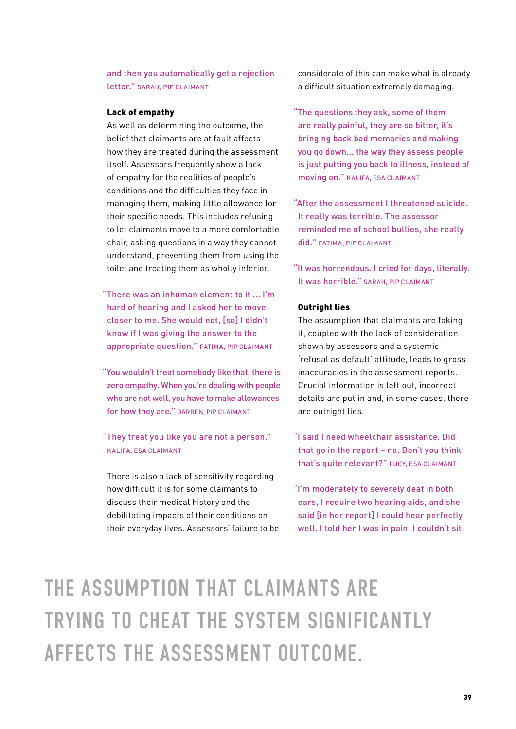and then you automatically get a rejection letter." SARAH, PIP CLAIMANT

### Lack of empathy

As well as determining the outcome, the belief that claimants are at fault affects how they are treated during the assessment itself. Assessors frequently show a lack of empathy for the realities of people's conditions and the difficulties they face in managing them, making little allowance for their specific needs. This includes refusing to let claimants move to a more comfortable chair, asking questions in a way they cannot understand, preventing them from using the toilet and treating them as wholly inferior.

"There was an inhuman element to it ... I'm hard of hearing and I asked her to move closer to me. She would not, [so] I didn't know if I was giving the answer to the appropriate question." FATIMA, PIP CLAIMANT

"You wouldn't treat somebody like that, there is zero empathy. When you're dealing with people who are not well, you have to make allowances for how they are." DARREN, PIP CLAIMANT

"They treat you like you are not a person." KALIFA, ESA CLAIMANT

There is also a lack of sensitivity regarding how difficult it is for some claimants to discuss their medical history and the debilitating impacts of their conditions on their everyday lives. Assessors' failure to be considerate of this can make what is already a difficult situation extremely damaging.

"The questions they ask, some of them are really painful, they are so bitter, it's bringing back bad memories and making you go down... the way they assess people is just putting you back to illness, instead of moving on." KALIFA, ESA CLAIMANT

"After the assessment I threatened suicide. It really was terrible. The assessor reminded me of school bullies, she really did." FATIMA, PIP CLAIMANT

"It was horrendous. I cried for days, literally. It was horrible." SARAH, PIP CLAIMANT

### Outright lies

The assumption that claimants are faking it, coupled with the lack of consideration shown by assessors and a systemic 'refusal as default' attitude, leads to gross inaccuracies in the assessment reports. Crucial information is left out, incorrect details are put in and, in some cases, there are outright lies.

"I said I need wheelchair assistance. Did that go in the report – no. Don't you think that's quite relevant?" LUCY, ESA CLAIMANT

"I'm moderately to severely deaf in both ears, I require two hearing aids, and she said [in her report] I could hear perfectly well. I told her I was in pain, I couldn't sit

## THE ASSUMPTION THAT CLAIMANTS ARE TRYING TO CHEAT THE SYSTEM SIGNIFICANTLY AFFECTS THE ASSESSMENT OUTCOME.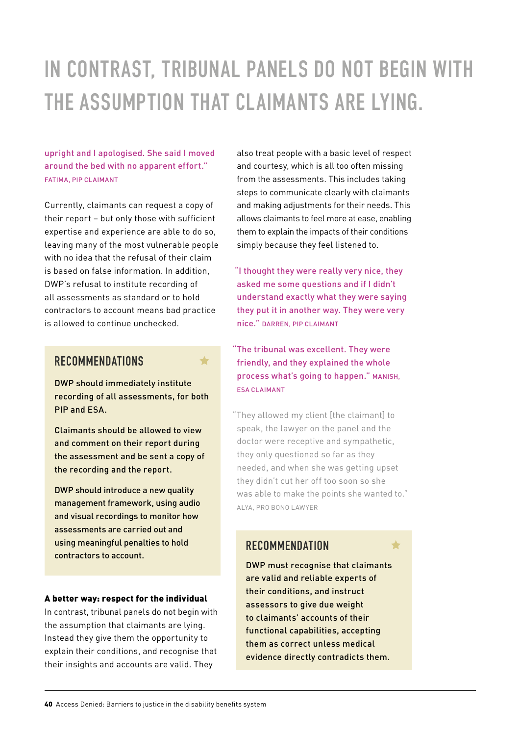# IN CONTRAST, TRIBUNAL PANELS DO NOT BEGIN WITH THE ASSUMPTION THAT CLAIMANTS ARE LYING.

upright and I apologised. She said I moved around the bed with no apparent effort."
FATIMA, PIP CLAIMANT

Currently, claimants can request a copy of their report – but only those with sufficient expertise and experience are able to do so, leaving many of the most vulnerable people with no idea that the refusal of their claim is based on false information. In addition, DWP's refusal to institute recording of all assessments as standard or to hold contractors to account means bad practice is allowed to continue unchecked.

## RECOMMENDATIONS

DWP should immediately institute recording of all assessments, for both PIP and ESA.

Claimants should be allowed to view and comment on their report during the assessment and be sent a copy of the recording and the report.

DWP should introduce a new quality management framework, using audio and visual recordings to monitor how assessments are carried out and using meaningful penalties to hold contractors to account.

**A better way: respect for the individual**

In contrast, tribunal panels do not begin with the assumption that claimants are lying. Instead they give them the opportunity to explain their conditions, and recognise that their insights and accounts are valid. They also treat people with a basic level of respect and courtesy, which is all too often missing from the assessments. This includes taking steps to communicate clearly with claimants and making adjustments for their needs. This allows claimants to feel more at ease, enabling them to explain the impacts of their conditions simply because they feel listened to.

"I thought they were really very nice, they asked me some questions and if I didn't understand exactly what they were saying they put it in another way. They were very nice." DARREN, PIP CLAIMANT

"The tribunal was excellent. They were friendly, and they explained the whole process what's going to happen." MANISH, ESA CLAIMANT

"They allowed my client [the claimant] to speak, the lawyer on the panel and the doctor were receptive and sympathetic, they only questioned so far as they needed, and when she was getting upset they didn't cut her off too soon so she was able to make the points she wanted to."
ALYA, PRO BONO LAWYER

## RECOMMENDATION

DWP must recognise that claimants are valid and reliable experts of their conditions, and instruct assessors to give due weight to claimants' accounts of their functional capabilities, accepting them as correct unless medical evidence directly contradicts them.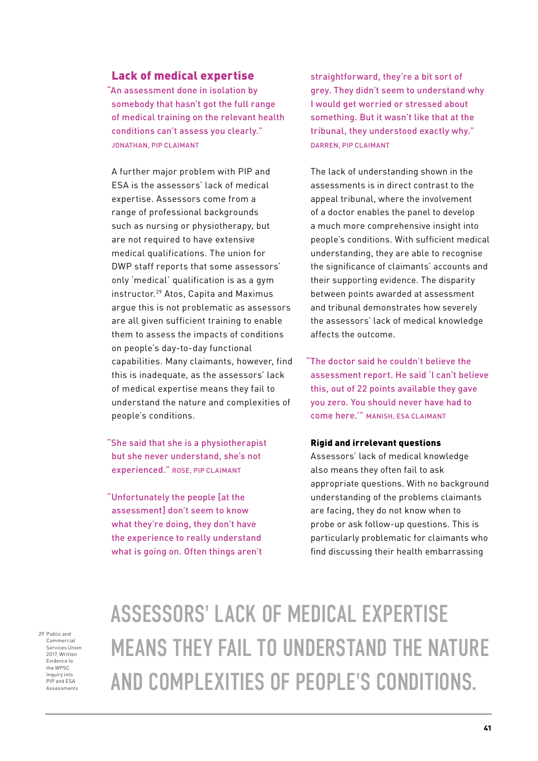## Lack of medical expertise

"An assessment done in isolation by somebody that hasn't got the full range of medical training on the relevant health conditions can't assess you clearly." JONATHAN, PIP CLAIMANT

A further major problem with PIP and ESA is the assessors' lack of medical expertise. Assessors come from a range of professional backgrounds such as nursing or physiotherapy, but are not required to have extensive medical qualifications. The union for DWP staff reports that some assessors' only 'medical' qualification is as a gym instructor.[29] Atos, Capita and Maximus argue this is not problematic as assessors are all given sufficient training to enable them to assess the impacts of conditions on people's day-to-day functional capabilities. Many claimants, however, find this is inadequate, as the assessors' lack of medical expertise means they fail to understand the nature and complexities of people's conditions.

"She said that she is a physiotherapist but she never understand, she's not experienced." ROSE, PIP CLAIMANT

"Unfortunately the people [at the assessment] don't seem to know what they're doing, they don't have the experience to really understand what is going on. Often things aren't straightforward, they're a bit sort of grey. They didn't seem to understand why I would get worried or stressed about something. But it wasn't like that at the tribunal, they understood exactly why." DARREN, PIP CLAIMANT

The lack of understanding shown in the assessments is in direct contrast to the appeal tribunal, where the involvement of a doctor enables the panel to develop a much more comprehensive insight into people's conditions. With sufficient medical understanding, they are able to recognise the significance of claimants' accounts and their supporting evidence. The disparity between points awarded at assessment and tribunal demonstrates how severely the assessors' lack of medical knowledge affects the outcome.

"The doctor said he couldn't believe the assessment report. He said 'I can't believe this, out of 22 points available they gave you zero. You should never have had to come here.'" MANISH, ESA CLAIMANT

### Rigid and irrelevant questions

Assessors' lack of medical knowledge also means they often fail to ask appropriate questions. With no background understanding of the problems claimants are facing, they do not know when to probe or ask follow-up questions. This is particularly problematic for claimants who find discussing their health embarrassing

ASSESSORS' LACK OF MEDICAL EXPERTISE MEANS THEY FAIL TO UNDERSTAND THE NATURE AND COMPLEXITIES OF PEOPLE'S CONDITIONS.

29 Public and Commercial Services Union 2017, Written Evidence to the WPSC Inquiry into PIP and ESA Assessments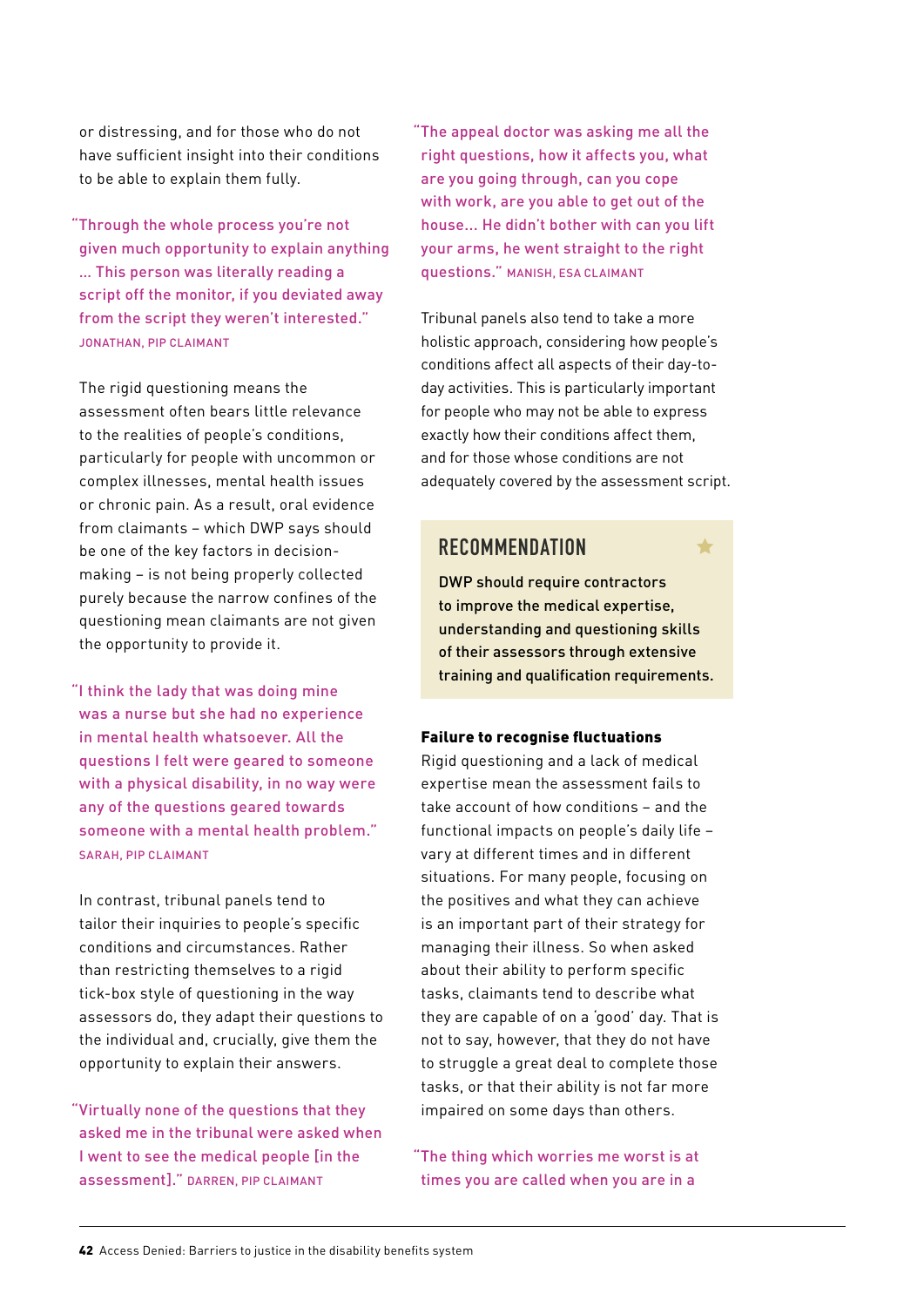or distressing, and for those who do not have sufficient insight into their conditions to be able to explain them fully.

> "Through the whole process you're not given much opportunity to explain anything ... This person was literally reading a script off the monitor, if you deviated away from the script they weren't interested." JONATHAN, PIP CLAIMANT

The rigid questioning means the assessment often bears little relevance to the realities of people's conditions, particularly for people with uncommon or complex illnesses, mental health issues or chronic pain. As a result, oral evidence from claimants – which DWP says should be one of the key factors in decision-making – is not being properly collected purely because the narrow confines of the questioning mean claimants are not given the opportunity to provide it.

> "I think the lady that was doing mine was a nurse but she had no experience in mental health whatsoever. All the questions I felt were geared to someone with a physical disability, in no way were any of the questions geared towards someone with a mental health problem." SARAH, PIP CLAIMANT

In contrast, tribunal panels tend to tailor their inquiries to people's specific conditions and circumstances. Rather than restricting themselves to a rigid tick-box style of questioning in the way assessors do, they adapt their questions to the individual and, crucially, give them the opportunity to explain their answers.

> "Virtually none of the questions that they asked me in the tribunal were asked when I went to see the medical people [in the assessment]." DARREN, PIP CLAIMANT

> "The appeal doctor was asking me all the right questions, how it affects you, what are you going through, can you cope with work, are you able to get out of the house... He didn't bother with can you lift your arms, he went straight to the right questions." MANISH, ESA CLAIMANT

Tribunal panels also tend to take a more holistic approach, considering how people's conditions affect all aspects of their day-to-day activities. This is particularly important for people who may not be able to express exactly how their conditions affect them, and for those whose conditions are not adequately covered by the assessment script.

### RECOMMENDATION

**DWP should require contractors to improve the medical expertise, understanding and questioning skills of their assessors through extensive training and qualification requirements.**

#### Failure to recognise fluctuations

Rigid questioning and a lack of medical expertise mean the assessment fails to take account of how conditions – and the functional impacts on people's daily life – vary at different times and in different situations. For many people, focusing on the positives and what they can achieve is an important part of their strategy for managing their illness. So when asked about their ability to perform specific tasks, claimants tend to describe what they are capable of on a 'good' day. That is not to say, however, that they do not have to struggle a great deal to complete those tasks, or that their ability is not far more impaired on some days than others.

> "The thing which worries me worst is at times you are called when you are in a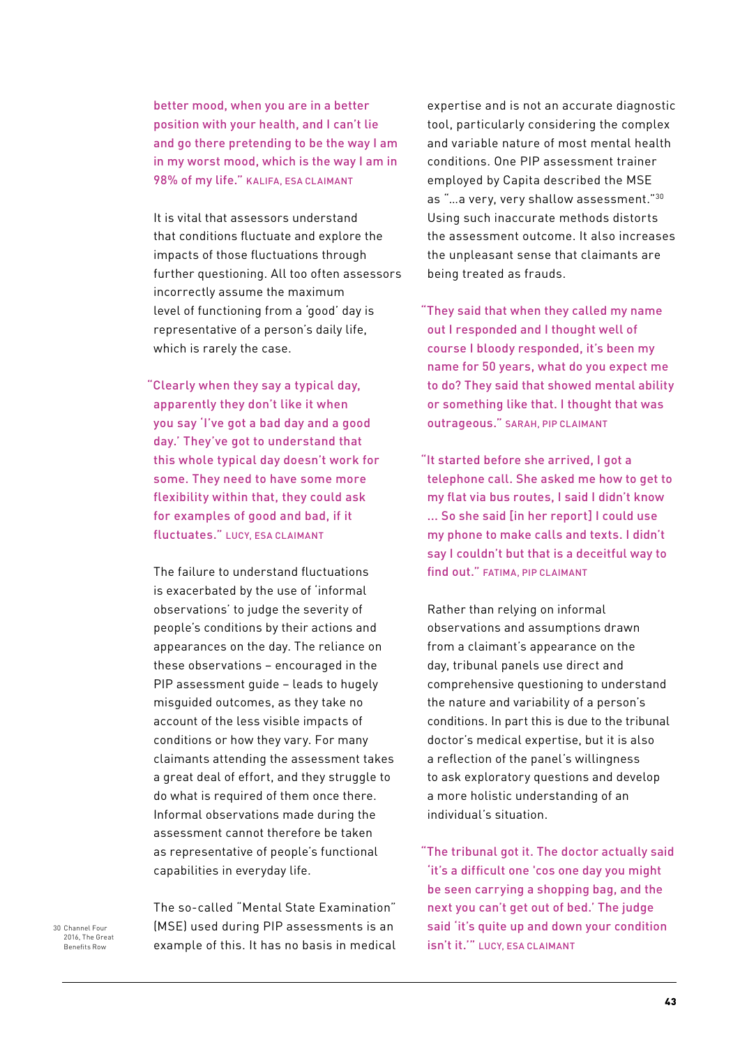better mood, when you are in a better position with your health, and I can't lie and go there pretending to be the way I am in my worst mood, which is the way I am in 98% of my life." KALIFA, ESA CLAIMANT

It is vital that assessors understand that conditions fluctuate and explore the impacts of those fluctuations through further questioning. All too often assessors incorrectly assume the maximum level of functioning from a 'good' day is representative of a person's daily life, which is rarely the case.

"Clearly when they say a typical day, apparently they don't like it when you say 'I've got a bad day and a good day.' They've got to understand that this whole typical day doesn't work for some. They need to have some more flexibility within that, they could ask for examples of good and bad, if it fluctuates." LUCY, ESA CLAIMANT

The failure to understand fluctuations is exacerbated by the use of 'informal observations' to judge the severity of people's conditions by their actions and appearances on the day. The reliance on these observations – encouraged in the PIP assessment guide – leads to hugely misguided outcomes, as they take no account of the less visible impacts of conditions or how they vary. For many claimants attending the assessment takes a great deal of effort, and they struggle to do what is required of them once there. Informal observations made during the assessment cannot therefore be taken as representative of people's functional capabilities in everyday life.

The so-called "Mental State Examination" (MSE) used during PIP assessments is an example of this. It has no basis in medical expertise and is not an accurate diagnostic tool, particularly considering the complex and variable nature of most mental health conditions. One PIP assessment trainer employed by Capita described the MSE as "...a very, very shallow assessment."[30] Using such inaccurate methods distorts the assessment outcome. It also increases the unpleasant sense that claimants are being treated as frauds.

"They said that when they called my name out I responded and I thought well of course I bloody responded, it's been my name for 50 years, what do you expect me to do? They said that showed mental ability or something like that. I thought that was outrageous." SARAH, PIP CLAIMANT

"It started before she arrived, I got a telephone call. She asked me how to get to my flat via bus routes, I said I didn't know ... So she said [in her report] I could use my phone to make calls and texts. I didn't say I couldn't but that is a deceitful way to find out." FATIMA, PIP CLAIMANT

Rather than relying on informal observations and assumptions drawn from a claimant's appearance on the day, tribunal panels use direct and comprehensive questioning to understand the nature and variability of a person's conditions. In part this is due to the tribunal doctor's medical expertise, but it is also a reflection of the panel's willingness to ask exploratory questions and develop a more holistic understanding of an individual's situation.

"The tribunal got it. The doctor actually said 'it's a difficult one 'cos one day you might be seen carrying a shopping bag, and the next you can't get out of bed.' The judge said 'it's quite up and down your condition isn't it.'" LUCY, ESA CLAIMANT

30 Channel Four 2016, The Great Benefits Row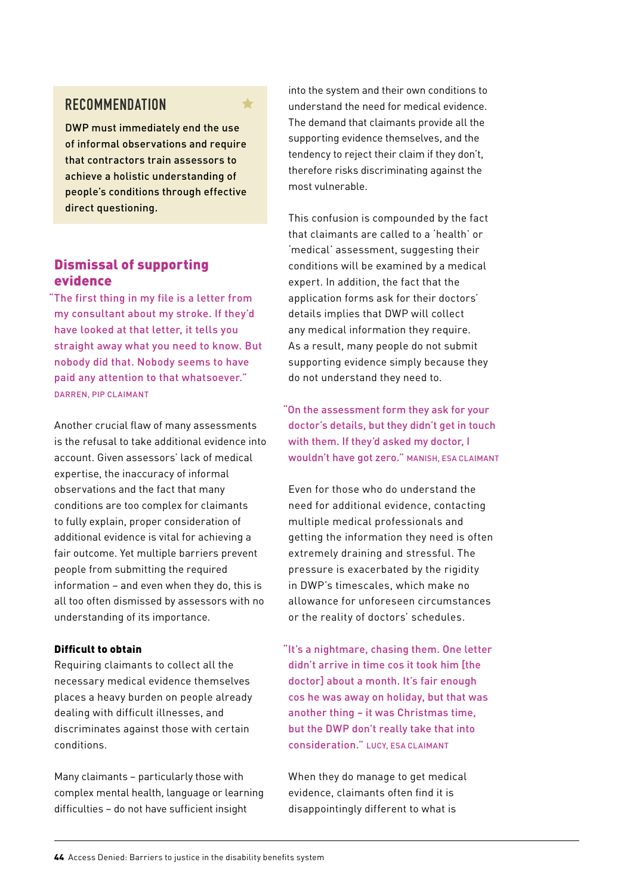## RECOMMENDATION

DWP must immediately end the use of informal observations and require that contractors train assessors to achieve a holistic understanding of people's conditions through effective direct questioning.

## Dismissal of supporting evidence

"The first thing in my file is a letter from my consultant about my stroke. If they'd have looked at that letter, it tells you straight away what you need to know. But nobody did that. Nobody seems to have paid any attention to that whatsoever." DARREN, PIP CLAIMANT

Another crucial flaw of many assessments is the refusal to take additional evidence into account. Given assessors' lack of medical expertise, the inaccuracy of informal observations and the fact that many conditions are too complex for claimants to fully explain, proper consideration of additional evidence is vital for achieving a fair outcome. Yet multiple barriers prevent people from submitting the required information – and even when they do, this is all too often dismissed by assessors with no understanding of its importance.

**Difficult to obtain**

Requiring claimants to collect all the necessary medical evidence themselves places a heavy burden on people already dealing with difficult illnesses, and discriminates against those with certain conditions.

Many claimants – particularly those with complex mental health, language or learning difficulties – do not have sufficient insight into the system and their own conditions to understand the need for medical evidence. The demand that claimants provide all the supporting evidence themselves, and the tendency to reject their claim if they don't, therefore risks discriminating against the most vulnerable.

This confusion is compounded by the fact that claimants are called to a 'health' or 'medical' assessment, suggesting their conditions will be examined by a medical expert. In addition, the fact that the application forms ask for their doctors' details implies that DWP will collect any medical information they require. As a result, many people do not submit supporting evidence simply because they do not understand they need to.

"On the assessment form they ask for your doctor's details, but they didn't get in touch with them. If they'd asked my doctor, I wouldn't have got zero." MANISH, ESA CLAIMANT

Even for those who do understand the need for additional evidence, contacting multiple medical professionals and getting the information they need is often extremely draining and stressful. The pressure is exacerbated by the rigidity in DWP's timescales, which make no allowance for unforeseen circumstances or the reality of doctors' schedules.

"It's a nightmare, chasing them. One letter didn't arrive in time cos it took him [the doctor] about a month. It's fair enough cos he was away on holiday, but that was another thing – it was Christmas time, but the DWP don't really take that into consideration." LUCY, ESA CLAIMANT

When they do manage to get medical evidence, claimants often find it is disappointingly different to what is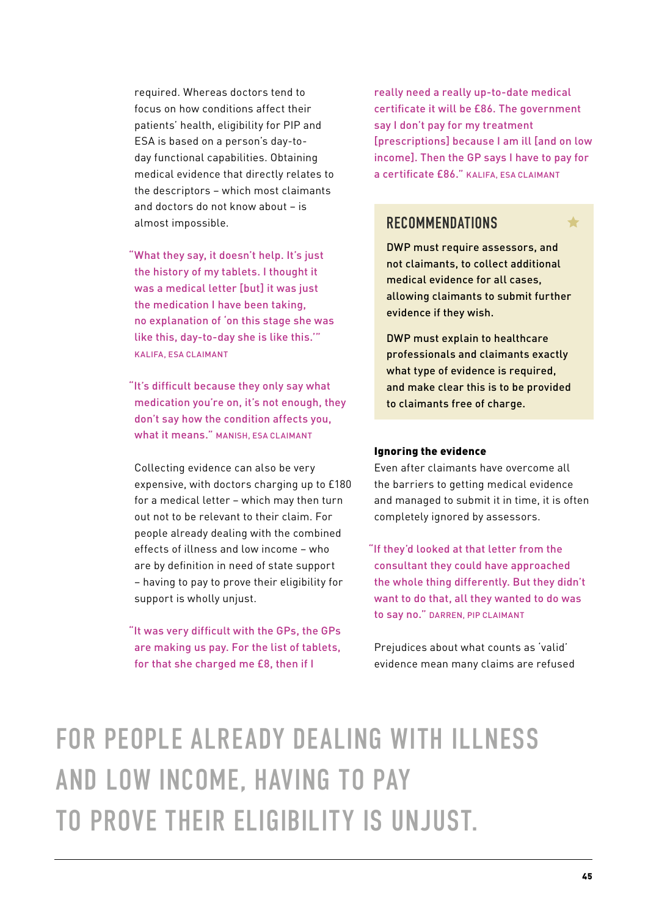required. Whereas doctors tend to focus on how conditions affect their patients' health, eligibility for PIP and ESA is based on a person's day-to-day functional capabilities. Obtaining medical evidence that directly relates to the descriptors – which most claimants and doctors do not know about – is almost impossible.

"What they say, it doesn't help. It's just the history of my tablets. I thought it was a medical letter [but] it was just the medication I have been taking, no explanation of 'on this stage she was like this, day-to-day she is like this.'" KALIFA, ESA CLAIMANT

"It's difficult because they only say what medication you're on, it's not enough, they don't say how the condition affects you, what it means." MANISH, ESA CLAIMANT

Collecting evidence can also be very expensive, with doctors charging up to £180 for a medical letter – which may then turn out not to be relevant to their claim. For people already dealing with the combined effects of illness and low income – who are by definition in need of state support – having to pay to prove their eligibility for support is wholly unjust.

"It was very difficult with the GPs, the GPs are making us pay. For the list of tablets, for that she charged me £8, then if I really need a really up-to-date medical certificate it will be £86. The government say I don't pay for my treatment [prescriptions] because I am ill [and on low income]. Then the GP says I have to pay for a certificate £86." KALIFA, ESA CLAIMANT

## RECOMMENDATIONS

DWP must require assessors, and not claimants, to collect additional medical evidence for all cases, allowing claimants to submit further evidence if they wish.

DWP must explain to healthcare professionals and claimants exactly what type of evidence is required, and make clear this is to be provided to claimants free of charge.

### Ignoring the evidence

Even after claimants have overcome all the barriers to getting medical evidence and managed to submit it in time, it is often completely ignored by assessors.

"If they'd looked at that letter from the consultant they could have approached the whole thing differently. But they didn't want to do that, all they wanted to do was to say no." DARREN, PIP CLAIMANT

Prejudices about what counts as 'valid' evidence mean many claims are refused

FOR PEOPLE ALREADY DEALING WITH ILLNESS AND LOW INCOME, HAVING TO PAY TO PROVE THEIR ELIGIBILITY IS UNJUST.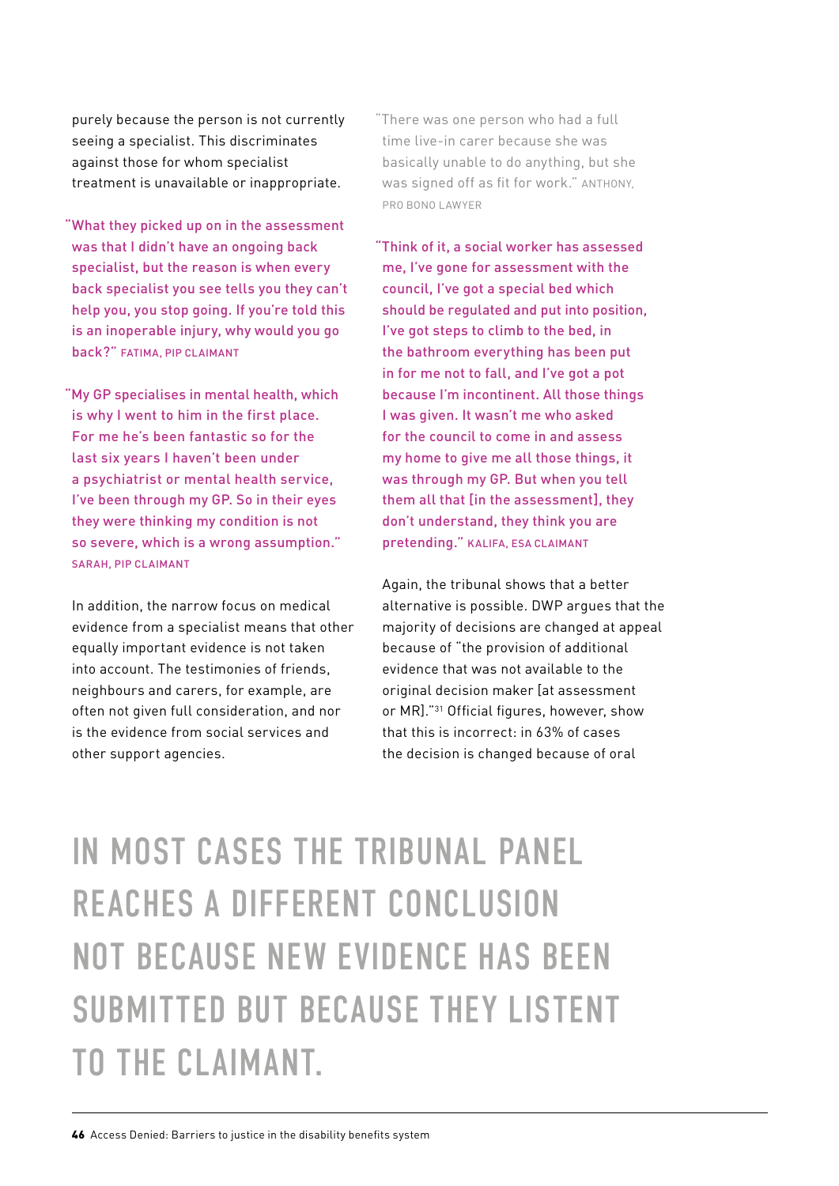purely because the person is not currently seeing a specialist. This discriminates against those for whom specialist treatment is unavailable or inappropriate.

"What they picked up on in the assessment was that I didn't have an ongoing back specialist, but the reason is when every back specialist you see tells you they can't help you, you stop going. If you're told this is an inoperable injury, why would you go back?" FATIMA, PIP CLAIMANT

"My GP specialises in mental health, which is why I went to him in the first place. For me he's been fantastic so for the last six years I haven't been under a psychiatrist or mental health service, I've been through my GP. So in their eyes they were thinking my condition is not so severe, which is a wrong assumption." SARAH, PIP CLAIMANT

In addition, the narrow focus on medical evidence from a specialist means that other equally important evidence is not taken into account. The testimonies of friends, neighbours and carers, for example, are often not given full consideration, and nor is the evidence from social services and other support agencies.

"There was one person who had a full time live-in carer because she was basically unable to do anything, but she was signed off as fit for work." ANTHONY, PRO BONO LAWYER

"Think of it, a social worker has assessed me, I've gone for assessment with the council, I've got a special bed which should be regulated and put into position, I've got steps to climb to the bed, in the bathroom everything has been put in for me not to fall, and I've got a pot because I'm incontinent. All those things I was given. It wasn't me who asked for the council to come in and assess my home to give me all those things, it was through my GP. But when you tell them all that [in the assessment], they don't understand, they think you are pretending." KALIFA, ESA CLAIMANT

Again, the tribunal shows that a better alternative is possible. DWP argues that the majority of decisions are changed at appeal because of "the provision of additional evidence that was not available to the original decision maker [at assessment or MR]."[31] Official figures, however, show that this is incorrect: in 63% of cases the decision is changed because of oral

## IN MOST CASES THE TRIBUNAL PANEL REACHES A DIFFERENT CONCLUSION NOT BECAUSE NEW EVIDENCE HAS BEEN SUBMITTED BUT BECAUSE THEY LISTENT TO THE CLAIMANT.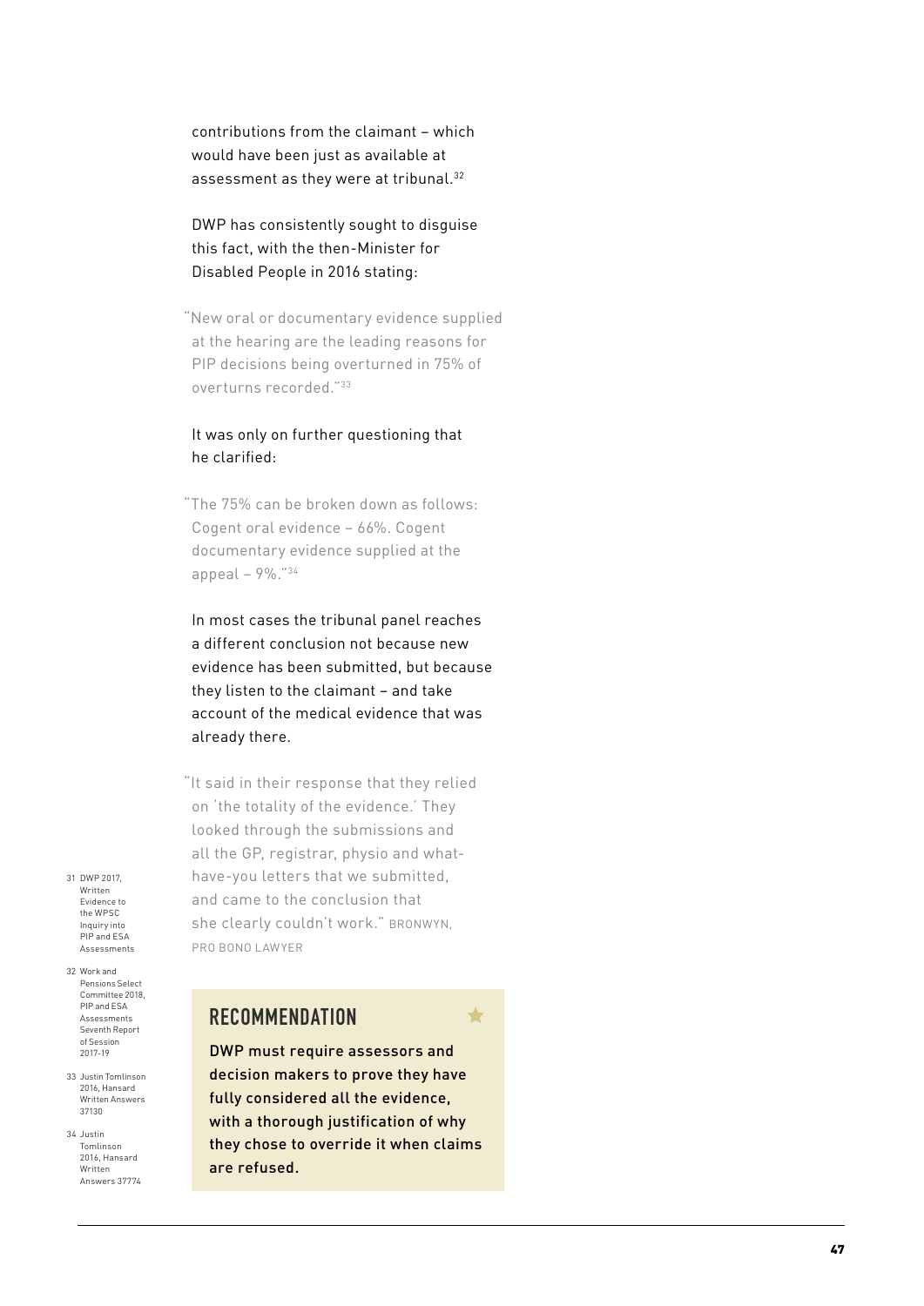contributions from the claimant – which would have been just as available at assessment as they were at tribunal.[32]

DWP has consistently sought to disguise this fact, with the then-Minister for Disabled People in 2016 stating:

> "New oral or documentary evidence supplied at the hearing are the leading reasons for PIP decisions being overturned in 75% of overturns recorded."[33]

It was only on further questioning that he clarified:

> "The 75% can be broken down as follows: Cogent oral evidence – 66%. Cogent documentary evidence supplied at the appeal – 9%."[34]

In most cases the tribunal panel reaches a different conclusion not because new evidence has been submitted, but because they listen to the claimant – and take account of the medical evidence that was already there.

> "It said in their response that they relied on 'the totality of the evidence.' They looked through the submissions and all the GP, registrar, physio and what-have-you letters that we submitted, and came to the conclusion that she clearly couldn't work." BRONWYN, PRO BONO LAWYER

## RECOMMENDATION

**DWP must require assessors and decision makers to prove they have fully considered all the evidence, with a thorough justification of why they chose to override it when claims are refused.**

---

31 DWP 2017, Written Evidence to the WPSC Inquiry into PIP and ESA Assessments

32 Work and Pensions Select Committee 2018, PIP and ESA Assessments Seventh Report of Session 2017-19

33 Justin Tomlinson 2016, Hansard Written Answers 37130

34 Justin Tomlinson 2016, Hansard Written Answers 37774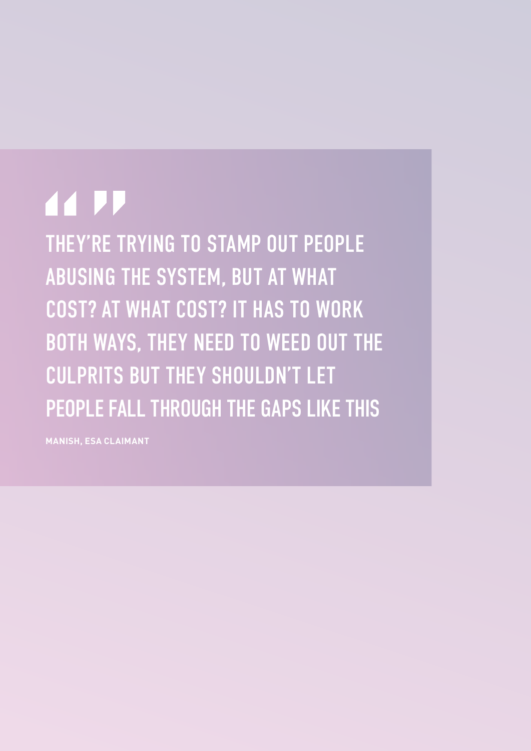> THEY'RE TRYING TO STAMP OUT PEOPLE ABUSING THE SYSTEM, BUT AT WHAT COST? AT WHAT COST? IT HAS TO WORK BOTH WAYS, THEY NEED TO WEED OUT THE CULPRITS BUT THEY SHOULDN'T LET PEOPLE FALL THROUGH THE GAPS LIKE THIS

**MANISH, ESA CLAIMANT**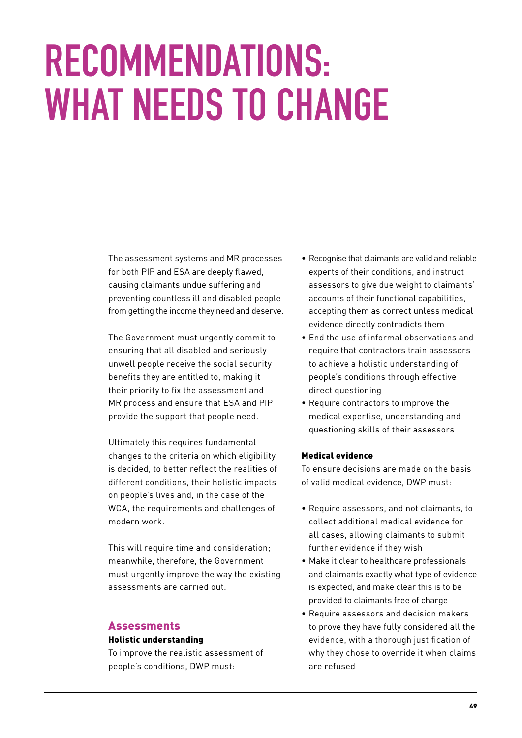# RECOMMENDATIONS: WHAT NEEDS TO CHANGE

The assessment systems and MR processes for both PIP and ESA are deeply flawed, causing claimants undue suffering and preventing countless ill and disabled people from getting the income they need and deserve.

The Government must urgently commit to ensuring that all disabled and seriously unwell people receive the social security benefits they are entitled to, making it their priority to fix the assessment and MR process and ensure that ESA and PIP provide the support that people need.

Ultimately this requires fundamental changes to the criteria on which eligibility is decided, to better reflect the realities of different conditions, their holistic impacts on people's lives and, in the case of the WCA, the requirements and challenges of modern work.

This will require time and consideration; meanwhile, therefore, the Government must urgently improve the way the existing assessments are carried out.

## Assessments

### Holistic understanding

To improve the realistic assessment of people's conditions, DWP must:

- Recognise that claimants are valid and reliable experts of their conditions, and instruct assessors to give due weight to claimants' accounts of their functional capabilities, accepting them as correct unless medical evidence directly contradicts them
- End the use of informal observations and require that contractors train assessors to achieve a holistic understanding of people's conditions through effective direct questioning
- Require contractors to improve the medical expertise, understanding and questioning skills of their assessors

### Medical evidence

To ensure decisions are made on the basis of valid medical evidence, DWP must:

- Require assessors, and not claimants, to collect additional medical evidence for all cases, allowing claimants to submit further evidence if they wish
- Make it clear to healthcare professionals and claimants exactly what type of evidence is expected, and make clear this is to be provided to claimants free of charge
- Require assessors and decision makers to prove they have fully considered all the evidence, with a thorough justification of why they chose to override it when claims are refused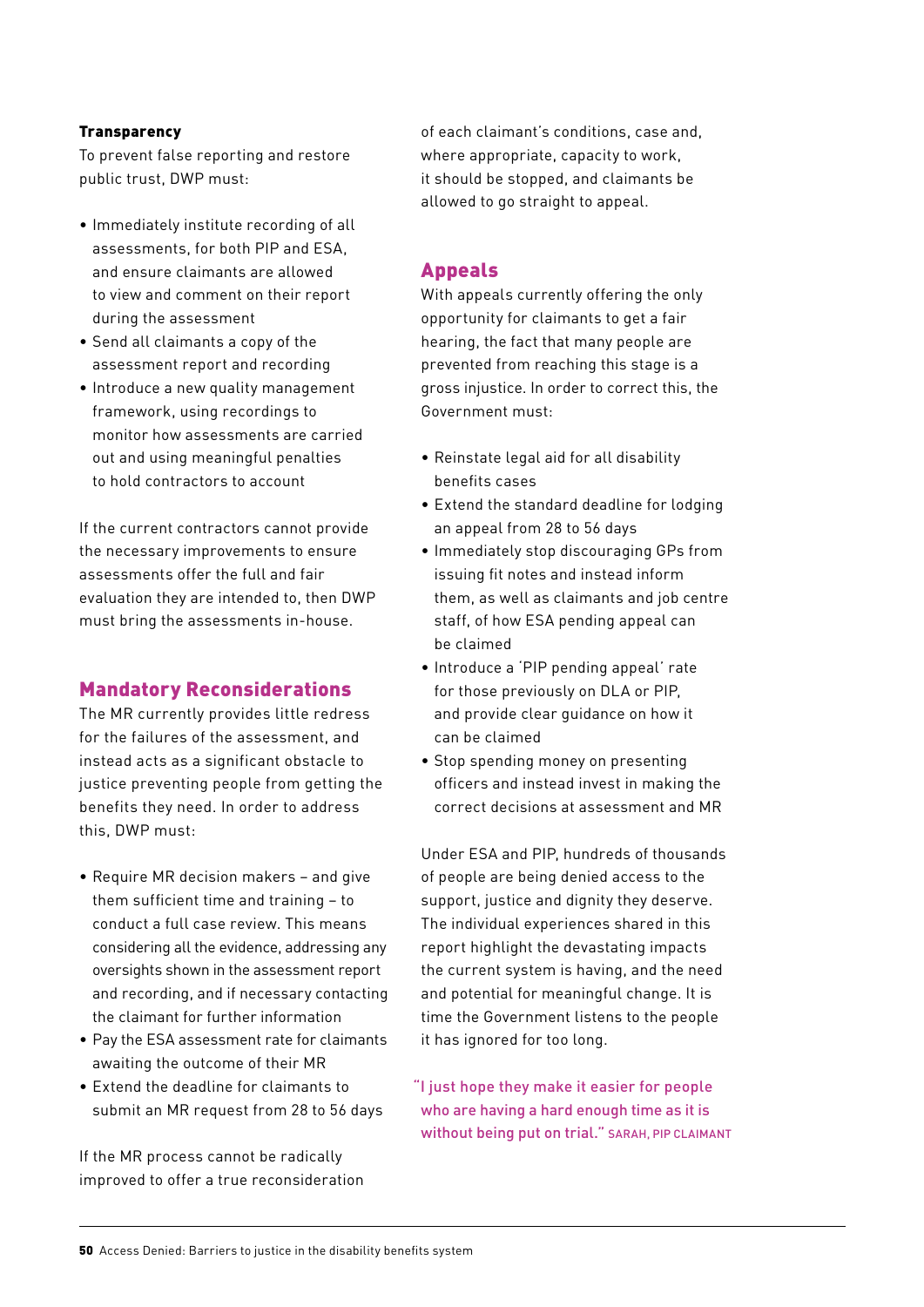**Transparency**

To prevent false reporting and restore public trust, DWP must:

- Immediately institute recording of all assessments, for both PIP and ESA, and ensure claimants are allowed to view and comment on their report during the assessment
- Send all claimants a copy of the assessment report and recording
- Introduce a new quality management framework, using recordings to monitor how assessments are carried out and using meaningful penalties to hold contractors to account

If the current contractors cannot provide the necessary improvements to ensure assessments offer the full and fair evaluation they are intended to, then DWP must bring the assessments in-house.

## Mandatory Reconsiderations

The MR currently provides little redress for the failures of the assessment, and instead acts as a significant obstacle to justice preventing people from getting the benefits they need. In order to address this, DWP must:

- Require MR decision makers – and give them sufficient time and training – to conduct a full case review. This means considering all the evidence, addressing any oversights shown in the assessment report and recording, and if necessary contacting the claimant for further information
- Pay the ESA assessment rate for claimants awaiting the outcome of their MR
- Extend the deadline for claimants to submit an MR request from 28 to 56 days

If the MR process cannot be radically improved to offer a true reconsideration of each claimant's conditions, case and, where appropriate, capacity to work, it should be stopped, and claimants be allowed to go straight to appeal.

## Appeals

With appeals currently offering the only opportunity for claimants to get a fair hearing, the fact that many people are prevented from reaching this stage is a gross injustice. In order to correct this, the Government must:

- Reinstate legal aid for all disability benefits cases
- Extend the standard deadline for lodging an appeal from 28 to 56 days
- Immediately stop discouraging GPs from issuing fit notes and instead inform them, as well as claimants and job centre staff, of how ESA pending appeal can be claimed
- Introduce a 'PIP pending appeal' rate for those previously on DLA or PIP, and provide clear guidance on how it can be claimed
- Stop spending money on presenting officers and instead invest in making the correct decisions at assessment and MR

Under ESA and PIP, hundreds of thousands of people are being denied access to the support, justice and dignity they deserve. The individual experiences shared in this report highlight the devastating impacts the current system is having, and the need and potential for meaningful change. It is time the Government listens to the people it has ignored for too long.

"I just hope they make it easier for people who are having a hard enough time as it is without being put on trial." SARAH, PIP CLAIMANT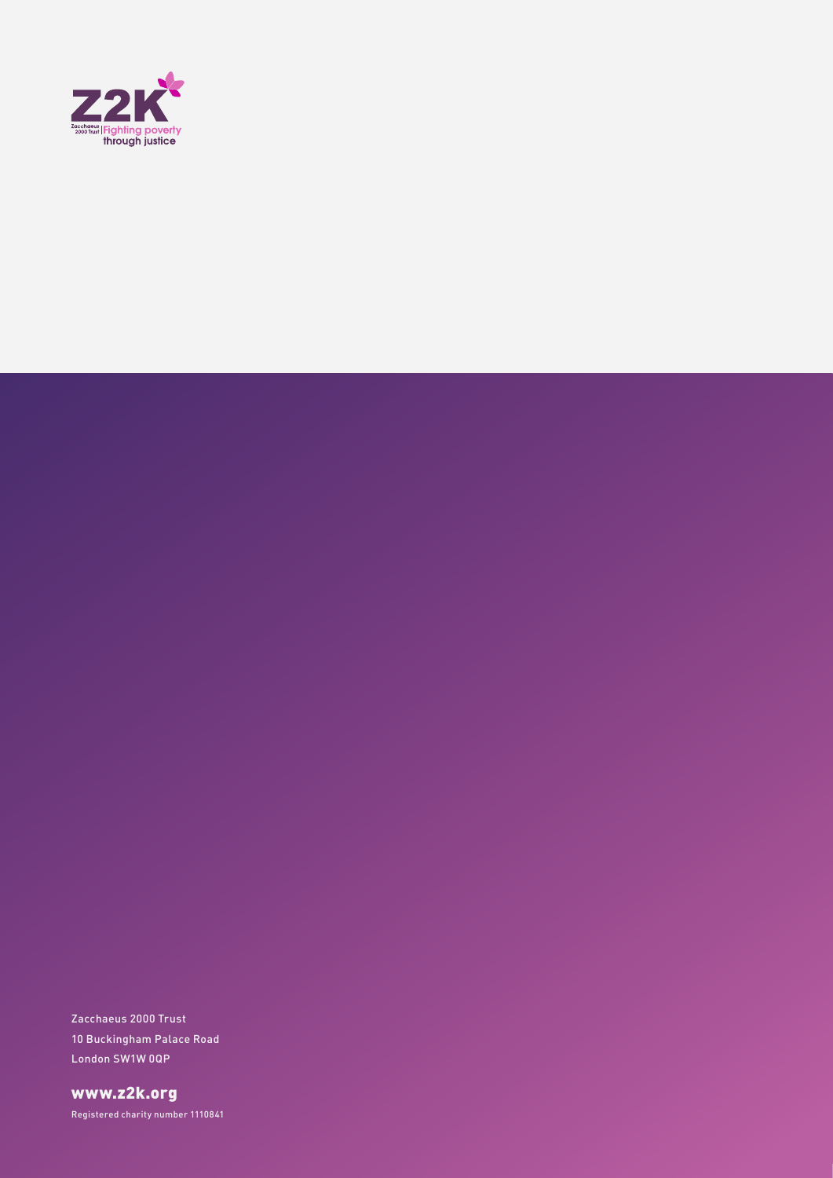Z2K

Zacchaeus 2000 Trust | Fighting poverty through justice

Zacchaeus 2000 Trust
10 Buckingham Palace Road
London SW1W 0QP

**www.z2k.org**

Registered charity number 1110841